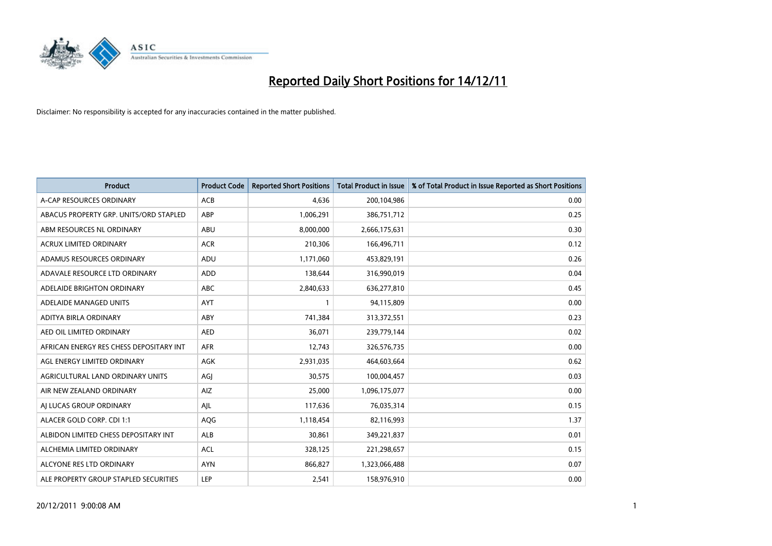# Reported Daily Short Positions for 14/12/11

Disclaimer: No responsibility is accepted for any inaccuracies contained in the matter published.

| Product | Product Code | Reported Short Positions | Total Product in Issue | % of Total Product in Issue Reported as Short Positions |
|---|---|---|---|---|
| A-CAP RESOURCES ORDINARY | ACB | 4,636 | 200,104,986 | 0.00 |
| ABACUS PROPERTY GRP. UNITS/ORD STAPLED | ABP | 1,006,291 | 386,751,712 | 0.25 |
| ABM RESOURCES NL ORDINARY | ABU | 8,000,000 | 2,666,175,631 | 0.30 |
| ACRUX LIMITED ORDINARY | ACR | 210,306 | 166,496,711 | 0.12 |
| ADAMUS RESOURCES ORDINARY | ADU | 1,171,060 | 453,829,191 | 0.26 |
| ADAVALE RESOURCE LTD ORDINARY | ADD | 138,644 | 316,990,019 | 0.04 |
| ADELAIDE BRIGHTON ORDINARY | ABC | 2,840,633 | 636,277,810 | 0.45 |
| ADELAIDE MANAGED UNITS | AYT | 1 | 94,115,809 | 0.00 |
| ADITYA BIRLA ORDINARY | ABY | 741,384 | 313,372,551 | 0.23 |
| AED OIL LIMITED ORDINARY | AED | 36,071 | 239,779,144 | 0.02 |
| AFRICAN ENERGY RES CHESS DEPOSITARY INT | AFR | 12,743 | 326,576,735 | 0.00 |
| AGL ENERGY LIMITED ORDINARY | AGK | 2,931,035 | 464,603,664 | 0.62 |
| AGRICULTURAL LAND ORDINARY UNITS | AGJ | 30,575 | 100,004,457 | 0.03 |
| AIR NEW ZEALAND ORDINARY | AIZ | 25,000 | 1,096,175,077 | 0.00 |
| AJ LUCAS GROUP ORDINARY | AJL | 117,636 | 76,035,314 | 0.15 |
| ALACER GOLD CORP. CDI 1:1 | AQG | 1,118,454 | 82,116,993 | 1.37 |
| ALBIDON LIMITED CHESS DEPOSITARY INT | ALB | 30,861 | 349,221,837 | 0.01 |
| ALCHEMIA LIMITED ORDINARY | ACL | 328,125 | 221,298,657 | 0.15 |
| ALCYONE RES LTD ORDINARY | AYN | 866,827 | 1,323,066,488 | 0.07 |
| ALE PROPERTY GROUP STAPLED SECURITIES | LEP | 2,541 | 158,976,910 | 0.00 |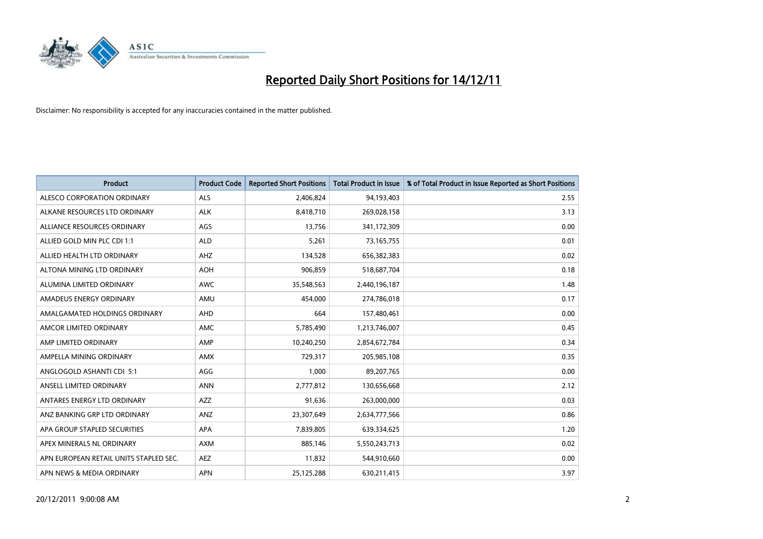# Reported Daily Short Positions for 14/12/11

Disclaimer: No responsibility is accepted for any inaccuracies contained in the matter published.

| Product | Product Code | Reported Short Positions | Total Product in Issue | % of Total Product in Issue Reported as Short Positions |
|---|---|---|---|---|
| ALESCO CORPORATION ORDINARY | ALS | 2,406,824 | 94,193,403 | 2.55 |
| ALKANE RESOURCES LTD ORDINARY | ALK | 8,418,710 | 269,028,158 | 3.13 |
| ALLIANCE RESOURCES ORDINARY | AGS | 13,756 | 341,172,309 | 0.00 |
| ALLIED GOLD MIN PLC CDI 1:1 | ALD | 5,261 | 73,165,755 | 0.01 |
| ALLIED HEALTH LTD ORDINARY | AHZ | 134,528 | 656,382,383 | 0.02 |
| ALTONA MINING LTD ORDINARY | AOH | 906,859 | 518,687,704 | 0.18 |
| ALUMINA LIMITED ORDINARY | AWC | 35,548,563 | 2,440,196,187 | 1.48 |
| AMADEUS ENERGY ORDINARY | AMU | 454,000 | 274,786,018 | 0.17 |
| AMALGAMATED HOLDINGS ORDINARY | AHD | 664 | 157,480,461 | 0.00 |
| AMCOR LIMITED ORDINARY | AMC | 5,785,490 | 1,213,746,007 | 0.45 |
| AMP LIMITED ORDINARY | AMP | 10,240,250 | 2,854,672,784 | 0.34 |
| AMPELLA MINING ORDINARY | AMX | 729,317 | 205,985,108 | 0.35 |
| ANGLOGOLD ASHANTI CDI 5:1 | AGG | 1,000 | 89,207,765 | 0.00 |
| ANSELL LIMITED ORDINARY | ANN | 2,777,812 | 130,656,668 | 2.12 |
| ANTARES ENERGY LTD ORDINARY | AZZ | 91,636 | 263,000,000 | 0.03 |
| ANZ BANKING GRP LTD ORDINARY | ANZ | 23,307,649 | 2,634,777,566 | 0.86 |
| APA GROUP STAPLED SECURITIES | APA | 7,839,805 | 639,334,625 | 1.20 |
| APEX MINERALS NL ORDINARY | AXM | 885,146 | 5,550,243,713 | 0.02 |
| APN EUROPEAN RETAIL UNITS STAPLED SEC. | AEZ | 11,832 | 544,910,660 | 0.00 |
| APN NEWS & MEDIA ORDINARY | APN | 25,125,288 | 630,211,415 | 3.97 |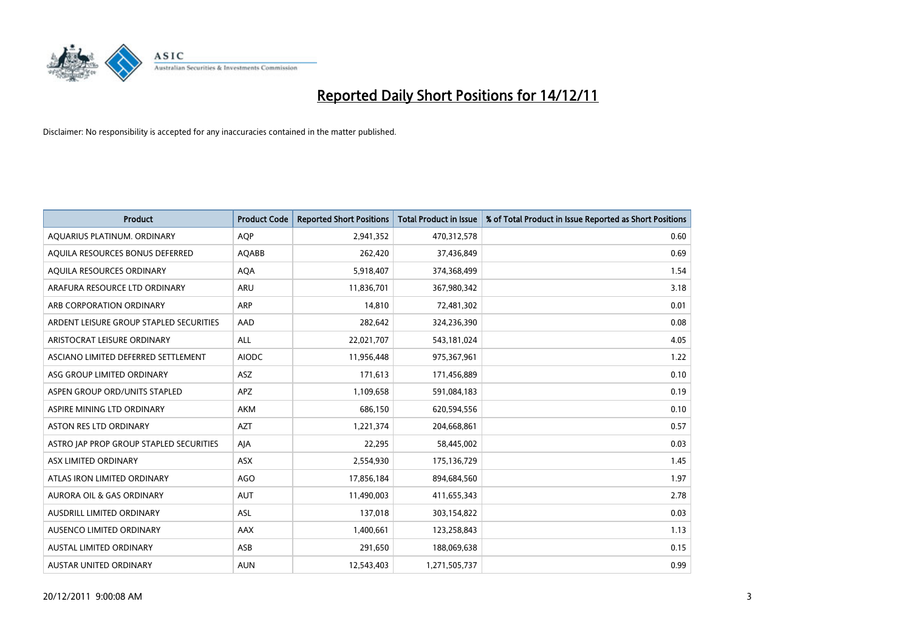# Reported Daily Short Positions for 14/12/11

Disclaimer: No responsibility is accepted for any inaccuracies contained in the matter published.

| Product | Product Code | Reported Short Positions | Total Product in Issue | % of Total Product in Issue Reported as Short Positions |
|---|---|---|---|---|
| AQUARIUS PLATINUM. ORDINARY | AQP | 2,941,352 | 470,312,578 | 0.60 |
| AQUILA RESOURCES BONUS DEFERRED | AQABB | 262,420 | 37,436,849 | 0.69 |
| AQUILA RESOURCES ORDINARY | AQA | 5,918,407 | 374,368,499 | 1.54 |
| ARAFURA RESOURCE LTD ORDINARY | ARU | 11,836,701 | 367,980,342 | 3.18 |
| ARB CORPORATION ORDINARY | ARP | 14,810 | 72,481,302 | 0.01 |
| ARDENT LEISURE GROUP STAPLED SECURITIES | AAD | 282,642 | 324,236,390 | 0.08 |
| ARISTOCRAT LEISURE ORDINARY | ALL | 22,021,707 | 543,181,024 | 4.05 |
| ASCIANO LIMITED DEFERRED SETTLEMENT | AIODC | 11,956,448 | 975,367,961 | 1.22 |
| ASG GROUP LIMITED ORDINARY | ASZ | 171,613 | 171,456,889 | 0.10 |
| ASPEN GROUP ORD/UNITS STAPLED | APZ | 1,109,658 | 591,084,183 | 0.19 |
| ASPIRE MINING LTD ORDINARY | AKM | 686,150 | 620,594,556 | 0.10 |
| ASTON RES LTD ORDINARY | AZT | 1,221,374 | 204,668,861 | 0.57 |
| ASTRO JAP PROP GROUP STAPLED SECURITIES | AJA | 22,295 | 58,445,002 | 0.03 |
| ASX LIMITED ORDINARY | ASX | 2,554,930 | 175,136,729 | 1.45 |
| ATLAS IRON LIMITED ORDINARY | AGO | 17,856,184 | 894,684,560 | 1.97 |
| AURORA OIL & GAS ORDINARY | AUT | 11,490,003 | 411,655,343 | 2.78 |
| AUSDRILL LIMITED ORDINARY | ASL | 137,018 | 303,154,822 | 0.03 |
| AUSENCO LIMITED ORDINARY | AAX | 1,400,661 | 123,258,843 | 1.13 |
| AUSTAL LIMITED ORDINARY | ASB | 291,650 | 188,069,638 | 0.15 |
| AUSTAR UNITED ORDINARY | AUN | 12,543,403 | 1,271,505,737 | 0.99 |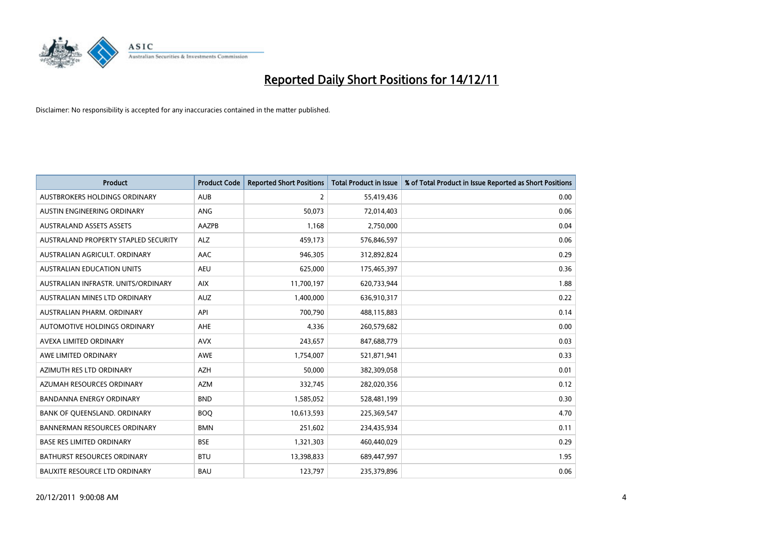# Reported Daily Short Positions for 14/12/11

Disclaimer: No responsibility is accepted for any inaccuracies contained in the matter published.

| Product | Product Code | Reported Short Positions | Total Product in Issue | % of Total Product in Issue Reported as Short Positions |
|---|---|---|---|---|
| AUSTBROKERS HOLDINGS ORDINARY | AUB | 2 | 55,419,436 | 0.00 |
| AUSTIN ENGINEERING ORDINARY | ANG | 50,073 | 72,014,403 | 0.06 |
| AUSTRALAND ASSETS ASSETS | AAZPB | 1,168 | 2,750,000 | 0.04 |
| AUSTRALAND PROPERTY STAPLED SECURITY | ALZ | 459,173 | 576,846,597 | 0.06 |
| AUSTRALIAN AGRICULT. ORDINARY | AAC | 946,305 | 312,892,824 | 0.29 |
| AUSTRALIAN EDUCATION UNITS | AEU | 625,000 | 175,465,397 | 0.36 |
| AUSTRALIAN INFRASTR. UNITS/ORDINARY | AIX | 11,700,197 | 620,733,944 | 1.88 |
| AUSTRALIAN MINES LTD ORDINARY | AUZ | 1,400,000 | 636,910,317 | 0.22 |
| AUSTRALIAN PHARM. ORDINARY | API | 700,790 | 488,115,883 | 0.14 |
| AUTOMOTIVE HOLDINGS ORDINARY | AHE | 4,336 | 260,579,682 | 0.00 |
| AVEXA LIMITED ORDINARY | AVX | 243,657 | 847,688,779 | 0.03 |
| AWE LIMITED ORDINARY | AWE | 1,754,007 | 521,871,941 | 0.33 |
| AZIMUTH RES LTD ORDINARY | AZH | 50,000 | 382,309,058 | 0.01 |
| AZUMAH RESOURCES ORDINARY | AZM | 332,745 | 282,020,356 | 0.12 |
| BANDANNA ENERGY ORDINARY | BND | 1,585,052 | 528,481,199 | 0.30 |
| BANK OF QUEENSLAND. ORDINARY | BOQ | 10,613,593 | 225,369,547 | 4.70 |
| BANNERMAN RESOURCES ORDINARY | BMN | 251,602 | 234,435,934 | 0.11 |
| BASE RES LIMITED ORDINARY | BSE | 1,321,303 | 460,440,029 | 0.29 |
| BATHURST RESOURCES ORDINARY | BTU | 13,398,833 | 689,447,997 | 1.95 |
| BAUXITE RESOURCE LTD ORDINARY | BAU | 123,797 | 235,379,896 | 0.06 |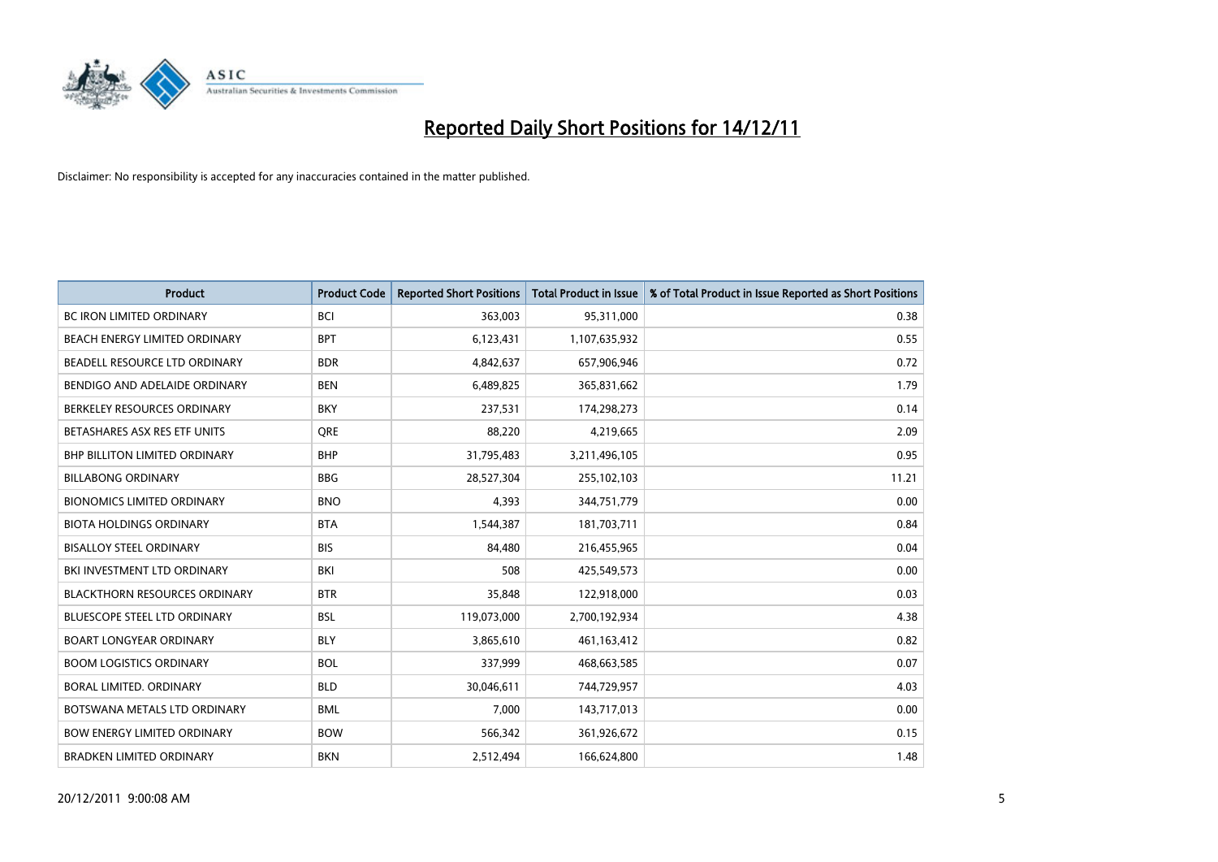# Reported Daily Short Positions for 14/12/11

Disclaimer: No responsibility is accepted for any inaccuracies contained in the matter published.

| Product | Product Code | Reported Short Positions | Total Product in Issue | % of Total Product in Issue Reported as Short Positions |
|---|---|---|---|---|
| BC IRON LIMITED ORDINARY | BCI | 363,003 | 95,311,000 | 0.38 |
| BEACH ENERGY LIMITED ORDINARY | BPT | 6,123,431 | 1,107,635,932 | 0.55 |
| BEADELL RESOURCE LTD ORDINARY | BDR | 4,842,637 | 657,906,946 | 0.72 |
| BENDIGO AND ADELAIDE ORDINARY | BEN | 6,489,825 | 365,831,662 | 1.79 |
| BERKELEY RESOURCES ORDINARY | BKY | 237,531 | 174,298,273 | 0.14 |
| BETASHARES ASX RES ETF UNITS | QRE | 88,220 | 4,219,665 | 2.09 |
| BHP BILLITON LIMITED ORDINARY | BHP | 31,795,483 | 3,211,496,105 | 0.95 |
| BILLABONG ORDINARY | BBG | 28,527,304 | 255,102,103 | 11.21 |
| BIONOMICS LIMITED ORDINARY | BNO | 4,393 | 344,751,779 | 0.00 |
| BIOTA HOLDINGS ORDINARY | BTA | 1,544,387 | 181,703,711 | 0.84 |
| BISALLOY STEEL ORDINARY | BIS | 84,480 | 216,455,965 | 0.04 |
| BKI INVESTMENT LTD ORDINARY | BKI | 508 | 425,549,573 | 0.00 |
| BLACKTHORN RESOURCES ORDINARY | BTR | 35,848 | 122,918,000 | 0.03 |
| BLUESCOPE STEEL LTD ORDINARY | BSL | 119,073,000 | 2,700,192,934 | 4.38 |
| BOART LONGYEAR ORDINARY | BLY | 3,865,610 | 461,163,412 | 0.82 |
| BOOM LOGISTICS ORDINARY | BOL | 337,999 | 468,663,585 | 0.07 |
| BORAL LIMITED. ORDINARY | BLD | 30,046,611 | 744,729,957 | 4.03 |
| BOTSWANA METALS LTD ORDINARY | BML | 7,000 | 143,717,013 | 0.00 |
| BOW ENERGY LIMITED ORDINARY | BOW | 566,342 | 361,926,672 | 0.15 |
| BRADKEN LIMITED ORDINARY | BKN | 2,512,494 | 166,624,800 | 1.48 |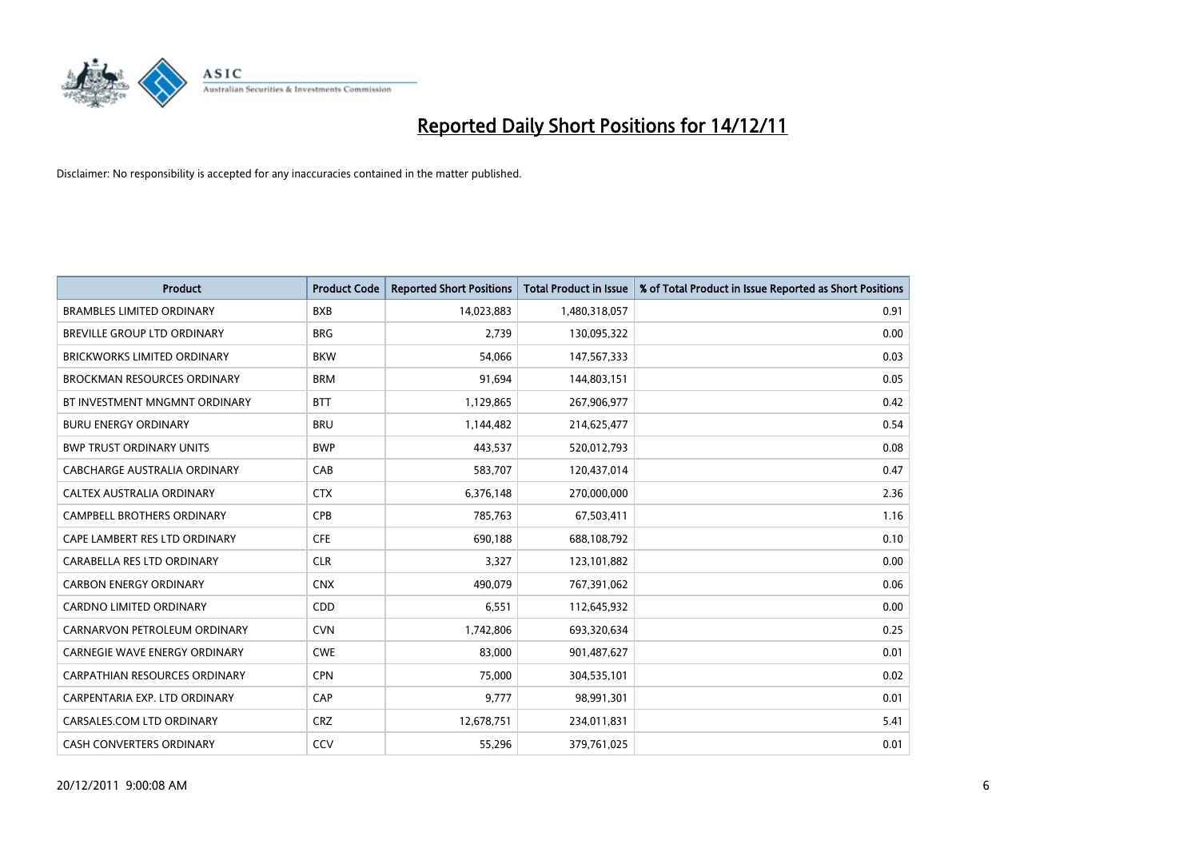# Reported Daily Short Positions for 14/12/11

Disclaimer: No responsibility is accepted for any inaccuracies contained in the matter published.

| Product | Product Code | Reported Short Positions | Total Product in Issue | % of Total Product in Issue Reported as Short Positions |
|---|---|---|---|---|
| BRAMBLES LIMITED ORDINARY | BXB | 14,023,883 | 1,480,318,057 | 0.91 |
| BREVILLE GROUP LTD ORDINARY | BRG | 2,739 | 130,095,322 | 0.00 |
| BRICKWORKS LIMITED ORDINARY | BKW | 54,066 | 147,567,333 | 0.03 |
| BROCKMAN RESOURCES ORDINARY | BRM | 91,694 | 144,803,151 | 0.05 |
| BT INVESTMENT MNGMNT ORDINARY | BTT | 1,129,865 | 267,906,977 | 0.42 |
| BURU ENERGY ORDINARY | BRU | 1,144,482 | 214,625,477 | 0.54 |
| BWP TRUST ORDINARY UNITS | BWP | 443,537 | 520,012,793 | 0.08 |
| CABCHARGE AUSTRALIA ORDINARY | CAB | 583,707 | 120,437,014 | 0.47 |
| CALTEX AUSTRALIA ORDINARY | CTX | 6,376,148 | 270,000,000 | 2.36 |
| CAMPBELL BROTHERS ORDINARY | CPB | 785,763 | 67,503,411 | 1.16 |
| CAPE LAMBERT RES LTD ORDINARY | CFE | 690,188 | 688,108,792 | 0.10 |
| CARABELLA RES LTD ORDINARY | CLR | 3,327 | 123,101,882 | 0.00 |
| CARBON ENERGY ORDINARY | CNX | 490,079 | 767,391,062 | 0.06 |
| CARDNO LIMITED ORDINARY | CDD | 6,551 | 112,645,932 | 0.00 |
| CARNARVON PETROLEUM ORDINARY | CVN | 1,742,806 | 693,320,634 | 0.25 |
| CARNEGIE WAVE ENERGY ORDINARY | CWE | 83,000 | 901,487,627 | 0.01 |
| CARPATHIAN RESOURCES ORDINARY | CPN | 75,000 | 304,535,101 | 0.02 |
| CARPENTARIA EXP. LTD ORDINARY | CAP | 9,777 | 98,991,301 | 0.01 |
| CARSALES.COM LTD ORDINARY | CRZ | 12,678,751 | 234,011,831 | 5.41 |
| CASH CONVERTERS ORDINARY | CCV | 55,296 | 379,761,025 | 0.01 |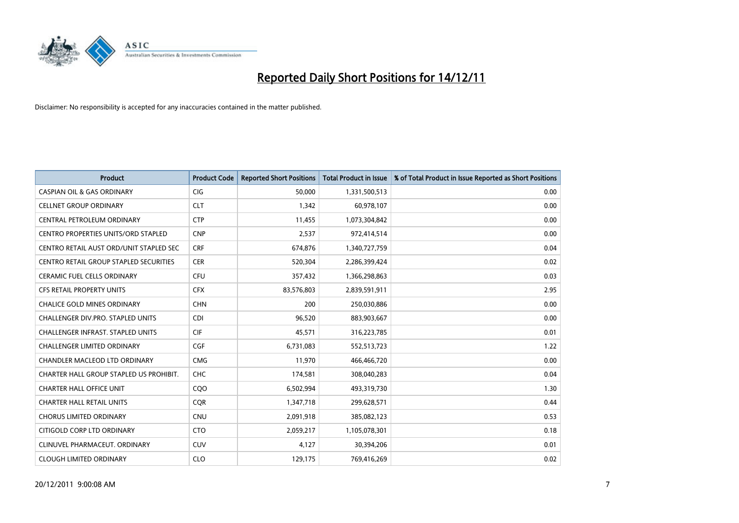# Reported Daily Short Positions for 14/12/11

Disclaimer: No responsibility is accepted for any inaccuracies contained in the matter published.

| Product | Product Code | Reported Short Positions | Total Product in Issue | % of Total Product in Issue Reported as Short Positions |
|---|---|---|---|---|
| CASPIAN OIL & GAS ORDINARY | CIG | 50,000 | 1,331,500,513 | 0.00 |
| CELLNET GROUP ORDINARY | CLT | 1,342 | 60,978,107 | 0.00 |
| CENTRAL PETROLEUM ORDINARY | CTP | 11,455 | 1,073,304,842 | 0.00 |
| CENTRO PROPERTIES UNITS/ORD STAPLED | CNP | 2,537 | 972,414,514 | 0.00 |
| CENTRO RETAIL AUST ORD/UNIT STAPLED SEC | CRF | 674,876 | 1,340,727,759 | 0.04 |
| CENTRO RETAIL GROUP STAPLED SECURITIES | CER | 520,304 | 2,286,399,424 | 0.02 |
| CERAMIC FUEL CELLS ORDINARY | CFU | 357,432 | 1,366,298,863 | 0.03 |
| CFS RETAIL PROPERTY UNITS | CFX | 83,576,803 | 2,839,591,911 | 2.95 |
| CHALICE GOLD MINES ORDINARY | CHN | 200 | 250,030,886 | 0.00 |
| CHALLENGER DIV.PRO. STAPLED UNITS | CDI | 96,520 | 883,903,667 | 0.00 |
| CHALLENGER INFRAST. STAPLED UNITS | CIF | 45,571 | 316,223,785 | 0.01 |
| CHALLENGER LIMITED ORDINARY | CGF | 6,731,083 | 552,513,723 | 1.22 |
| CHANDLER MACLEOD LTD ORDINARY | CMG | 11,970 | 466,466,720 | 0.00 |
| CHARTER HALL GROUP STAPLED US PROHIBIT. | CHC | 174,581 | 308,040,283 | 0.04 |
| CHARTER HALL OFFICE UNIT | CQO | 6,502,994 | 493,319,730 | 1.30 |
| CHARTER HALL RETAIL UNITS | CQR | 1,347,718 | 299,628,571 | 0.44 |
| CHORUS LIMITED ORDINARY | CNU | 2,091,918 | 385,082,123 | 0.53 |
| CITIGOLD CORP LTD ORDINARY | CTO | 2,059,217 | 1,105,078,301 | 0.18 |
| CLINUVEL PHARMACEUT. ORDINARY | CUV | 4,127 | 30,394,206 | 0.01 |
| CLOUGH LIMITED ORDINARY | CLO | 129,175 | 769,416,269 | 0.02 |

20/12/2011 9:00:08 AM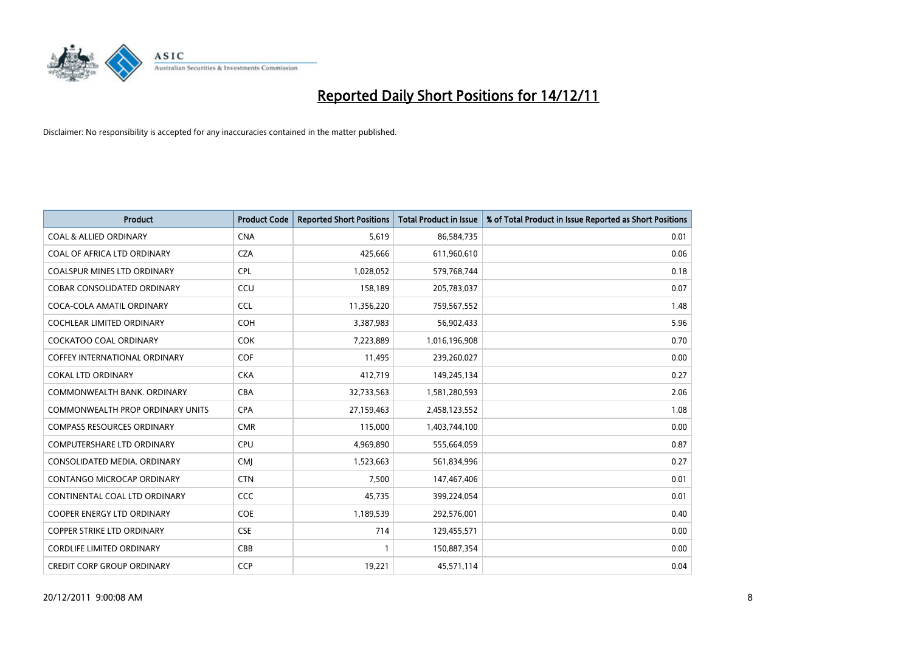# Reported Daily Short Positions for 14/12/11

Disclaimer: No responsibility is accepted for any inaccuracies contained in the matter published.

| Product | Product Code | Reported Short Positions | Total Product in Issue | % of Total Product in Issue Reported as Short Positions |
|---|---|---|---|---|
| COAL & ALLIED ORDINARY | CNA | 5,619 | 86,584,735 | 0.01 |
| COAL OF AFRICA LTD ORDINARY | CZA | 425,666 | 611,960,610 | 0.06 |
| COALSPUR MINES LTD ORDINARY | CPL | 1,028,052 | 579,768,744 | 0.18 |
| COBAR CONSOLIDATED ORDINARY | CCU | 158,189 | 205,783,037 | 0.07 |
| COCA-COLA AMATIL ORDINARY | CCL | 11,356,220 | 759,567,552 | 1.48 |
| COCHLEAR LIMITED ORDINARY | COH | 3,387,983 | 56,902,433 | 5.96 |
| COCKATOO COAL ORDINARY | COK | 7,223,889 | 1,016,196,908 | 0.70 |
| COFFEY INTERNATIONAL ORDINARY | COF | 11,495 | 239,260,027 | 0.00 |
| COKAL LTD ORDINARY | CKA | 412,719 | 149,245,134 | 0.27 |
| COMMONWEALTH BANK. ORDINARY | CBA | 32,733,563 | 1,581,280,593 | 2.06 |
| COMMONWEALTH PROP ORDINARY UNITS | CPA | 27,159,463 | 2,458,123,552 | 1.08 |
| COMPASS RESOURCES ORDINARY | CMR | 115,000 | 1,403,744,100 | 0.00 |
| COMPUTERSHARE LTD ORDINARY | CPU | 4,969,890 | 555,664,059 | 0.87 |
| CONSOLIDATED MEDIA. ORDINARY | CMJ | 1,523,663 | 561,834,996 | 0.27 |
| CONTANGO MICROCAP ORDINARY | CTN | 7,500 | 147,467,406 | 0.01 |
| CONTINENTAL COAL LTD ORDINARY | CCC | 45,735 | 399,224,054 | 0.01 |
| COOPER ENERGY LTD ORDINARY | COE | 1,189,539 | 292,576,001 | 0.40 |
| COPPER STRIKE LTD ORDINARY | CSE | 714 | 129,455,571 | 0.00 |
| CORDLIFE LIMITED ORDINARY | CBB | 1 | 150,887,354 | 0.00 |
| CREDIT CORP GROUP ORDINARY | CCP | 19,221 | 45,571,114 | 0.04 |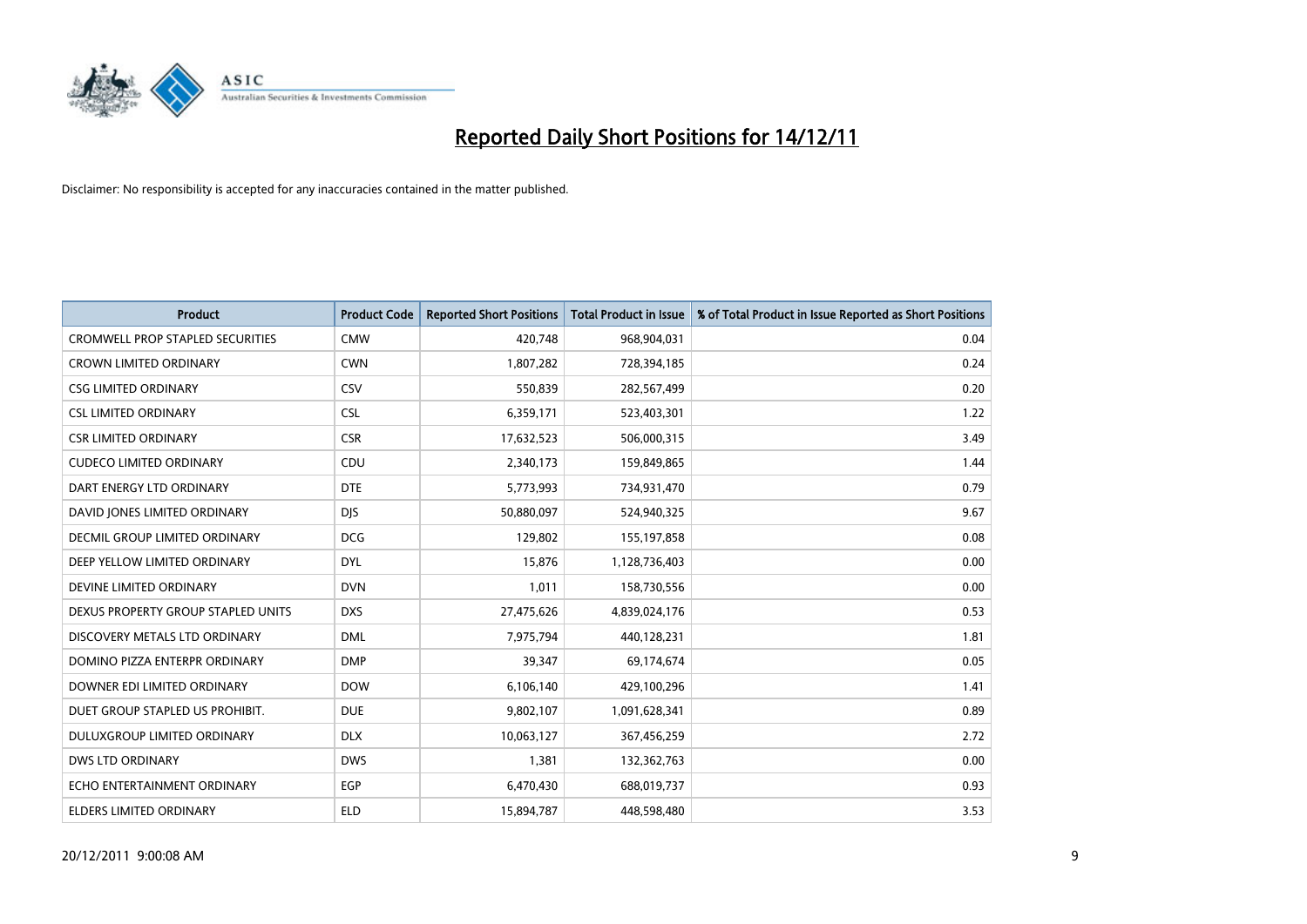# Reported Daily Short Positions for 14/12/11

Disclaimer: No responsibility is accepted for any inaccuracies contained in the matter published.

| Product | Product Code | Reported Short Positions | Total Product in Issue | % of Total Product in Issue Reported as Short Positions |
|---|---|---|---|---|
| CROMWELL PROP STAPLED SECURITIES | CMW | 420,748 | 968,904,031 | 0.04 |
| CROWN LIMITED ORDINARY | CWN | 1,807,282 | 728,394,185 | 0.24 |
| CSG LIMITED ORDINARY | CSV | 550,839 | 282,567,499 | 0.20 |
| CSL LIMITED ORDINARY | CSL | 6,359,171 | 523,403,301 | 1.22 |
| CSR LIMITED ORDINARY | CSR | 17,632,523 | 506,000,315 | 3.49 |
| CUDECO LIMITED ORDINARY | CDU | 2,340,173 | 159,849,865 | 1.44 |
| DART ENERGY LTD ORDINARY | DTE | 5,773,993 | 734,931,470 | 0.79 |
| DAVID JONES LIMITED ORDINARY | DJS | 50,880,097 | 524,940,325 | 9.67 |
| DECMIL GROUP LIMITED ORDINARY | DCG | 129,802 | 155,197,858 | 0.08 |
| DEEP YELLOW LIMITED ORDINARY | DYL | 15,876 | 1,128,736,403 | 0.00 |
| DEVINE LIMITED ORDINARY | DVN | 1,011 | 158,730,556 | 0.00 |
| DEXUS PROPERTY GROUP STAPLED UNITS | DXS | 27,475,626 | 4,839,024,176 | 0.53 |
| DISCOVERY METALS LTD ORDINARY | DML | 7,975,794 | 440,128,231 | 1.81 |
| DOMINO PIZZA ENTERPR ORDINARY | DMP | 39,347 | 69,174,674 | 0.05 |
| DOWNER EDI LIMITED ORDINARY | DOW | 6,106,140 | 429,100,296 | 1.41 |
| DUET GROUP STAPLED US PROHIBIT. | DUE | 9,802,107 | 1,091,628,341 | 0.89 |
| DULUXGROUP LIMITED ORDINARY | DLX | 10,063,127 | 367,456,259 | 2.72 |
| DWS LTD ORDINARY | DWS | 1,381 | 132,362,763 | 0.00 |
| ECHO ENTERTAINMENT ORDINARY | EGP | 6,470,430 | 688,019,737 | 0.93 |
| ELDERS LIMITED ORDINARY | ELD | 15,894,787 | 448,598,480 | 3.53 |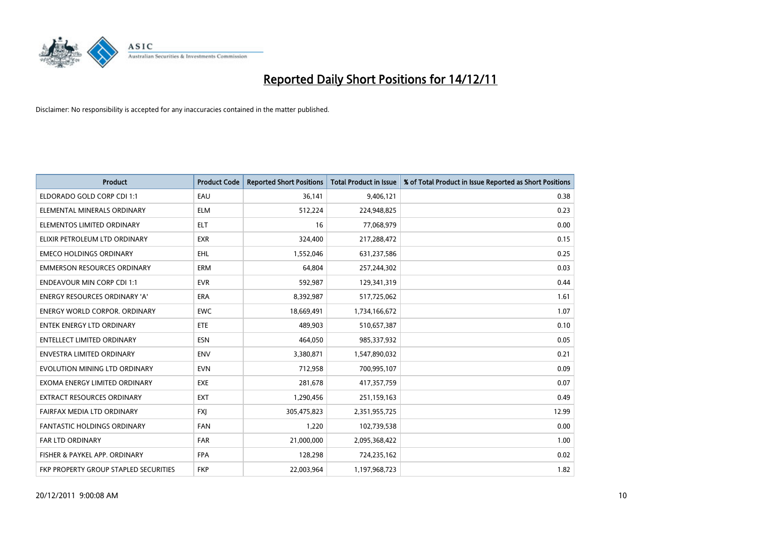# Reported Daily Short Positions for 14/12/11

Disclaimer: No responsibility is accepted for any inaccuracies contained in the matter published.

| Product | Product Code | Reported Short Positions | Total Product in Issue | % of Total Product in Issue Reported as Short Positions |
| --- | --- | --- | --- | --- |
| ELDORADO GOLD CORP CDI 1:1 | EAU | 36,141 | 9,406,121 | 0.38 |
| ELEMENTAL MINERALS ORDINARY | ELM | 512,224 | 224,948,825 | 0.23 |
| ELEMENTOS LIMITED ORDINARY | ELT | 16 | 77,068,979 | 0.00 |
| ELIXIR PETROLEUM LTD ORDINARY | EXR | 324,400 | 217,288,472 | 0.15 |
| EMECO HOLDINGS ORDINARY | EHL | 1,552,046 | 631,237,586 | 0.25 |
| EMMERSON RESOURCES ORDINARY | ERM | 64,804 | 257,244,302 | 0.03 |
| ENDEAVOUR MIN CORP CDI 1:1 | EVR | 592,987 | 129,341,319 | 0.44 |
| ENERGY RESOURCES ORDINARY 'A' | ERA | 8,392,987 | 517,725,062 | 1.61 |
| ENERGY WORLD CORPOR. ORDINARY | EWC | 18,669,491 | 1,734,166,672 | 1.07 |
| ENTEK ENERGY LTD ORDINARY | ETE | 489,903 | 510,657,387 | 0.10 |
| ENTELLECT LIMITED ORDINARY | ESN | 464,050 | 985,337,932 | 0.05 |
| ENVESTRA LIMITED ORDINARY | ENV | 3,380,871 | 1,547,890,032 | 0.21 |
| EVOLUTION MINING LTD ORDINARY | EVN | 712,958 | 700,995,107 | 0.09 |
| EXOMA ENERGY LIMITED ORDINARY | EXE | 281,678 | 417,357,759 | 0.07 |
| EXTRACT RESOURCES ORDINARY | EXT | 1,290,456 | 251,159,163 | 0.49 |
| FAIRFAX MEDIA LTD ORDINARY | FXJ | 305,475,823 | 2,351,955,725 | 12.99 |
| FANTASTIC HOLDINGS ORDINARY | FAN | 1,220 | 102,739,538 | 0.00 |
| FAR LTD ORDINARY | FAR | 21,000,000 | 2,095,368,422 | 1.00 |
| FISHER & PAYKEL APP. ORDINARY | FPA | 128,298 | 724,235,162 | 0.02 |
| FKP PROPERTY GROUP STAPLED SECURITIES | FKP | 22,003,964 | 1,197,968,723 | 1.82 |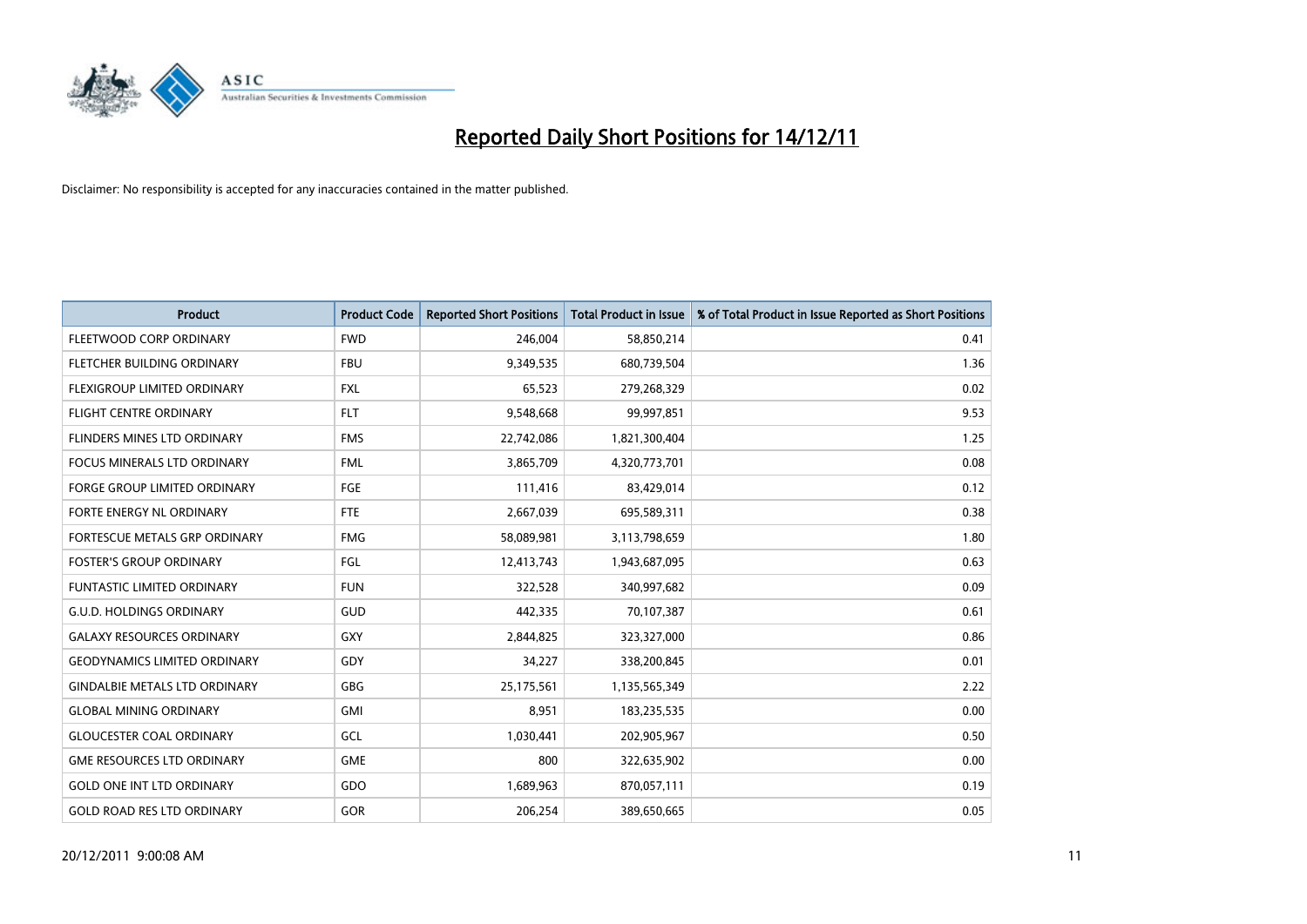# Reported Daily Short Positions for 14/12/11

Disclaimer: No responsibility is accepted for any inaccuracies contained in the matter published.

| Product | Product Code | Reported Short Positions | Total Product in Issue | % of Total Product in Issue Reported as Short Positions |
|---|---|---|---|---|
| FLEETWOOD CORP ORDINARY | FWD | 246,004 | 58,850,214 | 0.41 |
| FLETCHER BUILDING ORDINARY | FBU | 9,349,535 | 680,739,504 | 1.36 |
| FLEXIGROUP LIMITED ORDINARY | FXL | 65,523 | 279,268,329 | 0.02 |
| FLIGHT CENTRE ORDINARY | FLT | 9,548,668 | 99,997,851 | 9.53 |
| FLINDERS MINES LTD ORDINARY | FMS | 22,742,086 | 1,821,300,404 | 1.25 |
| FOCUS MINERALS LTD ORDINARY | FML | 3,865,709 | 4,320,773,701 | 0.08 |
| FORGE GROUP LIMITED ORDINARY | FGE | 111,416 | 83,429,014 | 0.12 |
| FORTE ENERGY NL ORDINARY | FTE | 2,667,039 | 695,589,311 | 0.38 |
| FORTESCUE METALS GRP ORDINARY | FMG | 58,089,981 | 3,113,798,659 | 1.80 |
| FOSTER'S GROUP ORDINARY | FGL | 12,413,743 | 1,943,687,095 | 0.63 |
| FUNTASTIC LIMITED ORDINARY | FUN | 322,528 | 340,997,682 | 0.09 |
| G.U.D. HOLDINGS ORDINARY | GUD | 442,335 | 70,107,387 | 0.61 |
| GALAXY RESOURCES ORDINARY | GXY | 2,844,825 | 323,327,000 | 0.86 |
| GEODYNAMICS LIMITED ORDINARY | GDY | 34,227 | 338,200,845 | 0.01 |
| GINDALBIE METALS LTD ORDINARY | GBG | 25,175,561 | 1,135,565,349 | 2.22 |
| GLOBAL MINING ORDINARY | GMI | 8,951 | 183,235,535 | 0.00 |
| GLOUCESTER COAL ORDINARY | GCL | 1,030,441 | 202,905,967 | 0.50 |
| GME RESOURCES LTD ORDINARY | GME | 800 | 322,635,902 | 0.00 |
| GOLD ONE INT LTD ORDINARY | GDO | 1,689,963 | 870,057,111 | 0.19 |
| GOLD ROAD RES LTD ORDINARY | GOR | 206,254 | 389,650,665 | 0.05 |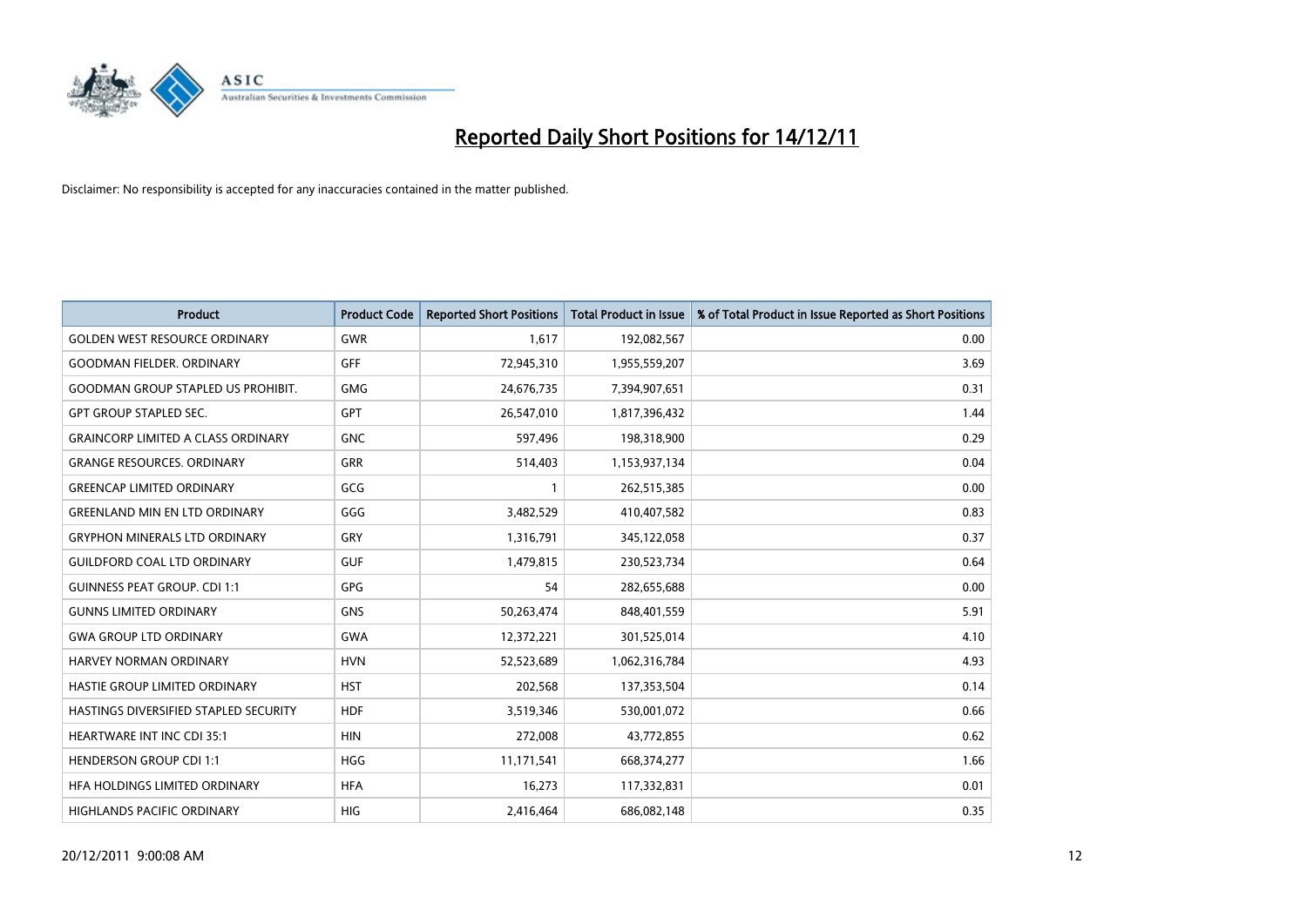# Reported Daily Short Positions for 14/12/11

Disclaimer: No responsibility is accepted for any inaccuracies contained in the matter published.

| Product | Product Code | Reported Short Positions | Total Product in Issue | % of Total Product in Issue Reported as Short Positions |
|---|---|---|---|---|
| GOLDEN WEST RESOURCE ORDINARY | GWR | 1,617 | 192,082,567 | 0.00 |
| GOODMAN FIELDER. ORDINARY | GFF | 72,945,310 | 1,955,559,207 | 3.69 |
| GOODMAN GROUP STAPLED US PROHIBIT. | GMG | 24,676,735 | 7,394,907,651 | 0.31 |
| GPT GROUP STAPLED SEC. | GPT | 26,547,010 | 1,817,396,432 | 1.44 |
| GRAINCORP LIMITED A CLASS ORDINARY | GNC | 597,496 | 198,318,900 | 0.29 |
| GRANGE RESOURCES. ORDINARY | GRR | 514,403 | 1,153,937,134 | 0.04 |
| GREENCAP LIMITED ORDINARY | GCG | 1 | 262,515,385 | 0.00 |
| GREENLAND MIN EN LTD ORDINARY | GGG | 3,482,529 | 410,407,582 | 0.83 |
| GRYPHON MINERALS LTD ORDINARY | GRY | 1,316,791 | 345,122,058 | 0.37 |
| GUILDFORD COAL LTD ORDINARY | GUF | 1,479,815 | 230,523,734 | 0.64 |
| GUINNESS PEAT GROUP. CDI 1:1 | GPG | 54 | 282,655,688 | 0.00 |
| GUNNS LIMITED ORDINARY | GNS | 50,263,474 | 848,401,559 | 5.91 |
| GWA GROUP LTD ORDINARY | GWA | 12,372,221 | 301,525,014 | 4.10 |
| HARVEY NORMAN ORDINARY | HVN | 52,523,689 | 1,062,316,784 | 4.93 |
| HASTIE GROUP LIMITED ORDINARY | HST | 202,568 | 137,353,504 | 0.14 |
| HASTINGS DIVERSIFIED STAPLED SECURITY | HDF | 3,519,346 | 530,001,072 | 0.66 |
| HEARTWARE INT INC CDI 35:1 | HIN | 272,008 | 43,772,855 | 0.62 |
| HENDERSON GROUP CDI 1:1 | HGG | 11,171,541 | 668,374,277 | 1.66 |
| HFA HOLDINGS LIMITED ORDINARY | HFA | 16,273 | 117,332,831 | 0.01 |
| HIGHLANDS PACIFIC ORDINARY | HIG | 2,416,464 | 686,082,148 | 0.35 |

20/12/2011 9:00:08 AM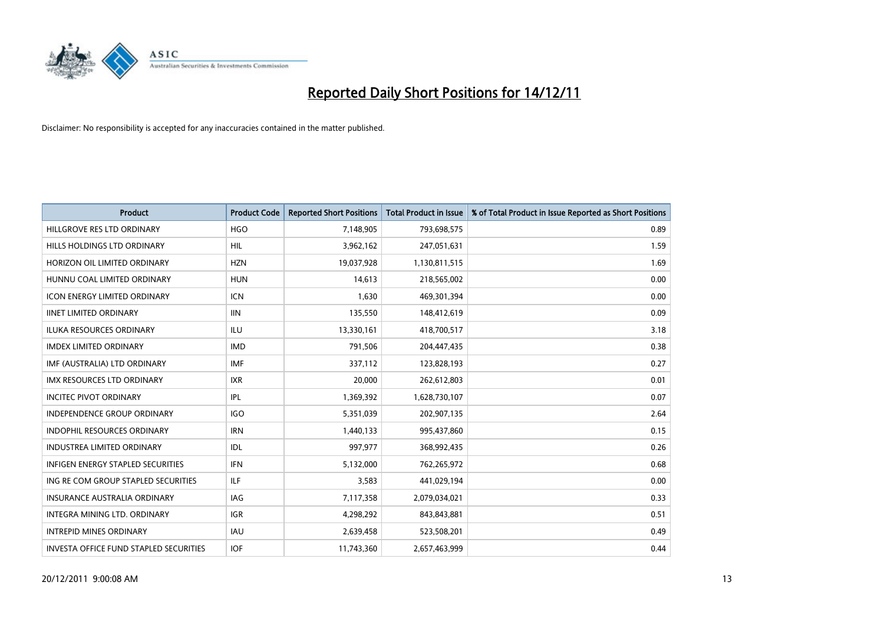# Reported Daily Short Positions for 14/12/11

Disclaimer: No responsibility is accepted for any inaccuracies contained in the matter published.

| Product | Product Code | Reported Short Positions | Total Product in Issue | % of Total Product in Issue Reported as Short Positions |
|---|---|---|---|---|
| HILLGROVE RES LTD ORDINARY | HGO | 7,148,905 | 793,698,575 | 0.89 |
| HILLS HOLDINGS LTD ORDINARY | HIL | 3,962,162 | 247,051,631 | 1.59 |
| HORIZON OIL LIMITED ORDINARY | HZN | 19,037,928 | 1,130,811,515 | 1.69 |
| HUNNU COAL LIMITED ORDINARY | HUN | 14,613 | 218,565,002 | 0.00 |
| ICON ENERGY LIMITED ORDINARY | ICN | 1,630 | 469,301,394 | 0.00 |
| IINET LIMITED ORDINARY | IIN | 135,550 | 148,412,619 | 0.09 |
| ILUKA RESOURCES ORDINARY | ILU | 13,330,161 | 418,700,517 | 3.18 |
| IMDEX LIMITED ORDINARY | IMD | 791,506 | 204,447,435 | 0.38 |
| IMF (AUSTRALIA) LTD ORDINARY | IMF | 337,112 | 123,828,193 | 0.27 |
| IMX RESOURCES LTD ORDINARY | IXR | 20,000 | 262,612,803 | 0.01 |
| INCITEC PIVOT ORDINARY | IPL | 1,369,392 | 1,628,730,107 | 0.07 |
| INDEPENDENCE GROUP ORDINARY | IGO | 5,351,039 | 202,907,135 | 2.64 |
| INDOPHIL RESOURCES ORDINARY | IRN | 1,440,133 | 995,437,860 | 0.15 |
| INDUSTREA LIMITED ORDINARY | IDL | 997,977 | 368,992,435 | 0.26 |
| INFIGEN ENERGY STAPLED SECURITIES | IFN | 5,132,000 | 762,265,972 | 0.68 |
| ING RE COM GROUP STAPLED SECURITIES | ILF | 3,583 | 441,029,194 | 0.00 |
| INSURANCE AUSTRALIA ORDINARY | IAG | 7,117,358 | 2,079,034,021 | 0.33 |
| INTEGRA MINING LTD. ORDINARY | IGR | 4,298,292 | 843,843,881 | 0.51 |
| INTREPID MINES ORDINARY | IAU | 2,639,458 | 523,508,201 | 0.49 |
| INVESTA OFFICE FUND STAPLED SECURITIES | IOF | 11,743,360 | 2,657,463,999 | 0.44 |

20/12/2011 9:00:08 AM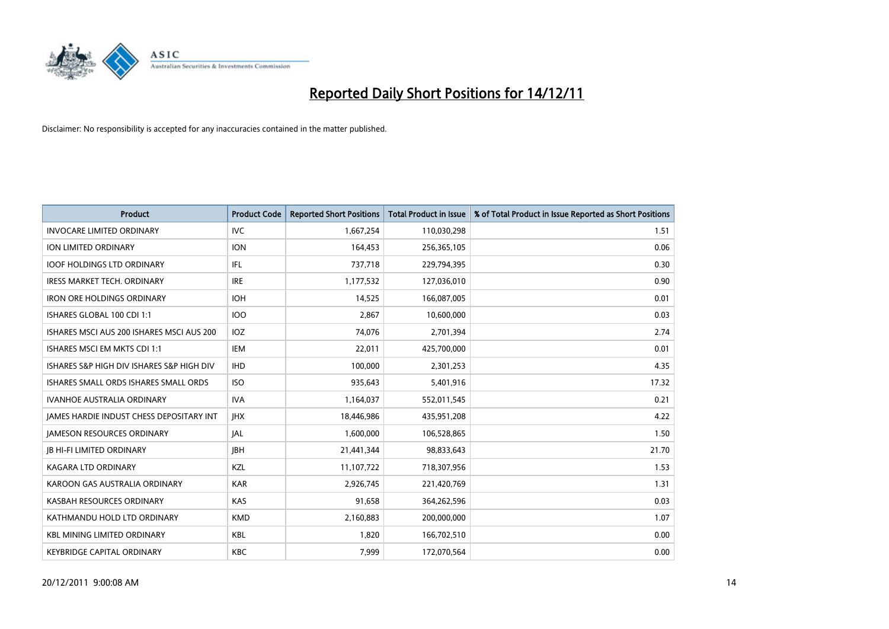# Reported Daily Short Positions for 14/12/11

Disclaimer: No responsibility is accepted for any inaccuracies contained in the matter published.

| Product | Product Code | Reported Short Positions | Total Product in Issue | % of Total Product in Issue Reported as Short Positions |
|---|---|---|---|---|
| INVOCARE LIMITED ORDINARY | IVC | 1,667,254 | 110,030,298 | 1.51 |
| ION LIMITED ORDINARY | ION | 164,453 | 256,365,105 | 0.06 |
| IOOF HOLDINGS LTD ORDINARY | IFL | 737,718 | 229,794,395 | 0.30 |
| IRESS MARKET TECH. ORDINARY | IRE | 1,177,532 | 127,036,010 | 0.90 |
| IRON ORE HOLDINGS ORDINARY | IOH | 14,525 | 166,087,005 | 0.01 |
| ISHARES GLOBAL 100 CDI 1:1 | IOO | 2,867 | 10,600,000 | 0.03 |
| ISHARES MSCI AUS 200 ISHARES MSCI AUS 200 | IOZ | 74,076 | 2,701,394 | 2.74 |
| ISHARES MSCI EM MKTS CDI 1:1 | IEM | 22,011 | 425,700,000 | 0.01 |
| ISHARES S&P HIGH DIV ISHARES S&P HIGH DIV | IHD | 100,000 | 2,301,253 | 4.35 |
| ISHARES SMALL ORDS ISHARES SMALL ORDS | ISO | 935,643 | 5,401,916 | 17.32 |
| IVANHOE AUSTRALIA ORDINARY | IVA | 1,164,037 | 552,011,545 | 0.21 |
| JAMES HARDIE INDUST CHESS DEPOSITARY INT | JHX | 18,446,986 | 435,951,208 | 4.22 |
| JAMESON RESOURCES ORDINARY | JAL | 1,600,000 | 106,528,865 | 1.50 |
| JB HI-FI LIMITED ORDINARY | JBH | 21,441,344 | 98,833,643 | 21.70 |
| KAGARA LTD ORDINARY | KZL | 11,107,722 | 718,307,956 | 1.53 |
| KAROON GAS AUSTRALIA ORDINARY | KAR | 2,926,745 | 221,420,769 | 1.31 |
| KASBAH RESOURCES ORDINARY | KAS | 91,658 | 364,262,596 | 0.03 |
| KATHMANDU HOLD LTD ORDINARY | KMD | 2,160,883 | 200,000,000 | 1.07 |
| KBL MINING LIMITED ORDINARY | KBL | 1,820 | 166,702,510 | 0.00 |
| KEYBRIDGE CAPITAL ORDINARY | KBC | 7,999 | 172,070,564 | 0.00 |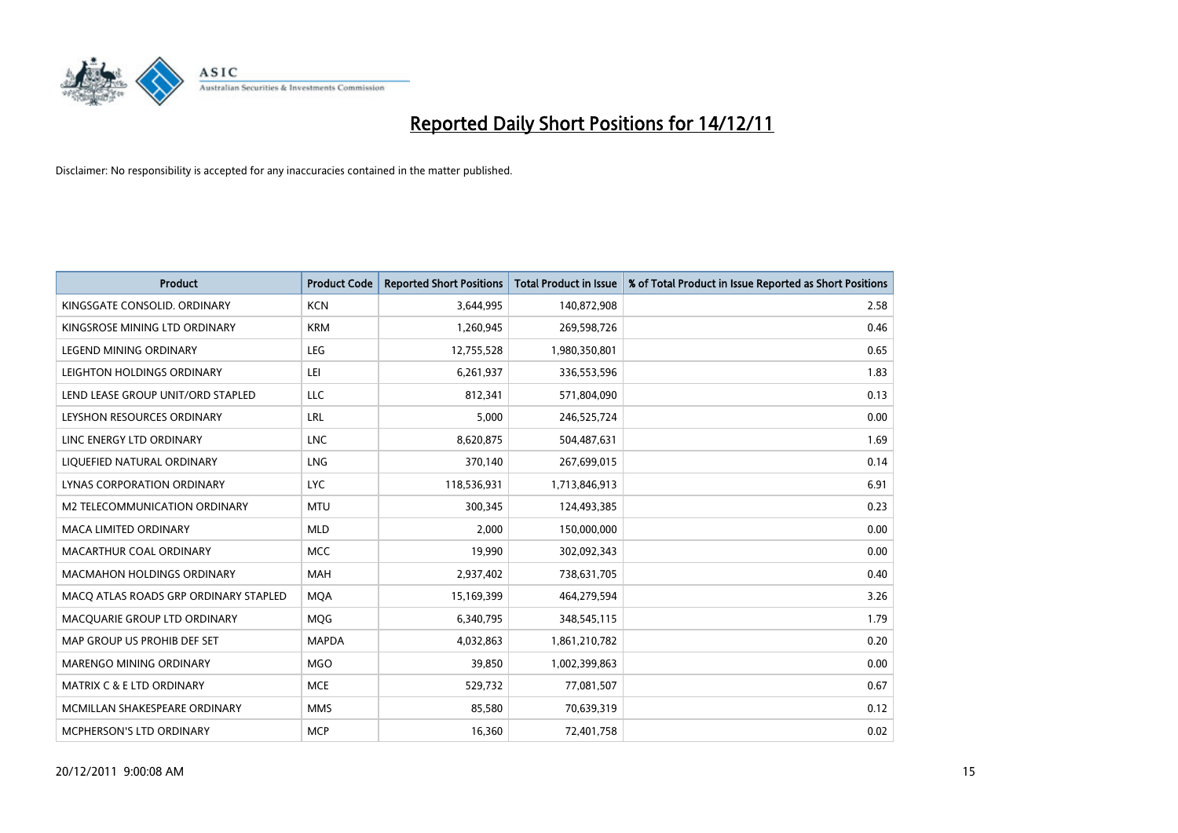# Reported Daily Short Positions for 14/12/11

Disclaimer: No responsibility is accepted for any inaccuracies contained in the matter published.

| Product | Product Code | Reported Short Positions | Total Product in Issue | % of Total Product in Issue Reported as Short Positions |
|---|---|---|---|---|
| KINGSGATE CONSOLID. ORDINARY | KCN | 3,644,995 | 140,872,908 | 2.58 |
| KINGSROSE MINING LTD ORDINARY | KRM | 1,260,945 | 269,598,726 | 0.46 |
| LEGEND MINING ORDINARY | LEG | 12,755,528 | 1,980,350,801 | 0.65 |
| LEIGHTON HOLDINGS ORDINARY | LEI | 6,261,937 | 336,553,596 | 1.83 |
| LEND LEASE GROUP UNIT/ORD STAPLED | LLC | 812,341 | 571,804,090 | 0.13 |
| LEYSHON RESOURCES ORDINARY | LRL | 5,000 | 246,525,724 | 0.00 |
| LINC ENERGY LTD ORDINARY | LNC | 8,620,875 | 504,487,631 | 1.69 |
| LIQUEFIED NATURAL ORDINARY | LNG | 370,140 | 267,699,015 | 0.14 |
| LYNAS CORPORATION ORDINARY | LYC | 118,536,931 | 1,713,846,913 | 6.91 |
| M2 TELECOMMUNICATION ORDINARY | MTU | 300,345 | 124,493,385 | 0.23 |
| MACA LIMITED ORDINARY | MLD | 2,000 | 150,000,000 | 0.00 |
| MACARTHUR COAL ORDINARY | MCC | 19,990 | 302,092,343 | 0.00 |
| MACMAHON HOLDINGS ORDINARY | MAH | 2,937,402 | 738,631,705 | 0.40 |
| MACQ ATLAS ROADS GRP ORDINARY STAPLED | MQA | 15,169,399 | 464,279,594 | 3.26 |
| MACQUARIE GROUP LTD ORDINARY | MQG | 6,340,795 | 348,545,115 | 1.79 |
| MAP GROUP US PROHIB DEF SET | MAPDA | 4,032,863 | 1,861,210,782 | 0.20 |
| MARENGO MINING ORDINARY | MGO | 39,850 | 1,002,399,863 | 0.00 |
| MATRIX C & E LTD ORDINARY | MCE | 529,732 | 77,081,507 | 0.67 |
| MCMILLAN SHAKESPEARE ORDINARY | MMS | 85,580 | 70,639,319 | 0.12 |
| MCPHERSON'S LTD ORDINARY | MCP | 16,360 | 72,401,758 | 0.02 |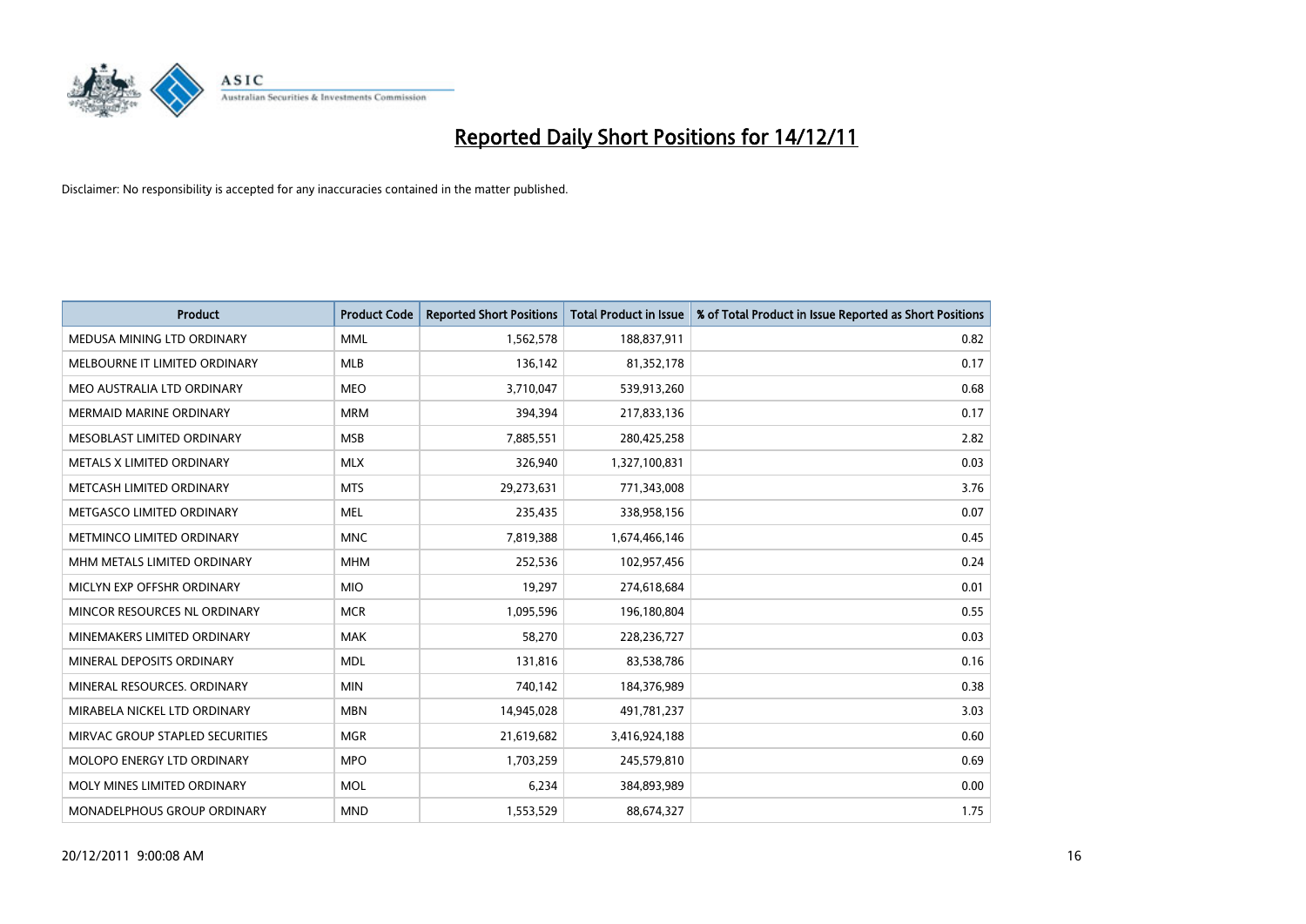# Reported Daily Short Positions for 14/12/11

Disclaimer: No responsibility is accepted for any inaccuracies contained in the matter published.

| Product | Product Code | Reported Short Positions | Total Product in Issue | % of Total Product in Issue Reported as Short Positions |
|---|---|---|---|---|
| MEDUSA MINING LTD ORDINARY | MML | 1,562,578 | 188,837,911 | 0.82 |
| MELBOURNE IT LIMITED ORDINARY | MLB | 136,142 | 81,352,178 | 0.17 |
| MEO AUSTRALIA LTD ORDINARY | MEO | 3,710,047 | 539,913,260 | 0.68 |
| MERMAID MARINE ORDINARY | MRM | 394,394 | 217,833,136 | 0.17 |
| MESOBLAST LIMITED ORDINARY | MSB | 7,885,551 | 280,425,258 | 2.82 |
| METALS X LIMITED ORDINARY | MLX | 326,940 | 1,327,100,831 | 0.03 |
| METCASH LIMITED ORDINARY | MTS | 29,273,631 | 771,343,008 | 3.76 |
| METGASCO LIMITED ORDINARY | MEL | 235,435 | 338,958,156 | 0.07 |
| METMINCO LIMITED ORDINARY | MNC | 7,819,388 | 1,674,466,146 | 0.45 |
| MHM METALS LIMITED ORDINARY | MHM | 252,536 | 102,957,456 | 0.24 |
| MICLYN EXP OFFSHR ORDINARY | MIO | 19,297 | 274,618,684 | 0.01 |
| MINCOR RESOURCES NL ORDINARY | MCR | 1,095,596 | 196,180,804 | 0.55 |
| MINEMAKERS LIMITED ORDINARY | MAK | 58,270 | 228,236,727 | 0.03 |
| MINERAL DEPOSITS ORDINARY | MDL | 131,816 | 83,538,786 | 0.16 |
| MINERAL RESOURCES. ORDINARY | MIN | 740,142 | 184,376,989 | 0.38 |
| MIRABELA NICKEL LTD ORDINARY | MBN | 14,945,028 | 491,781,237 | 3.03 |
| MIRVAC GROUP STAPLED SECURITIES | MGR | 21,619,682 | 3,416,924,188 | 0.60 |
| MOLOPO ENERGY LTD ORDINARY | MPO | 1,703,259 | 245,579,810 | 0.69 |
| MOLY MINES LIMITED ORDINARY | MOL | 6,234 | 384,893,989 | 0.00 |
| MONADELPHOUS GROUP ORDINARY | MND | 1,553,529 | 88,674,327 | 1.75 |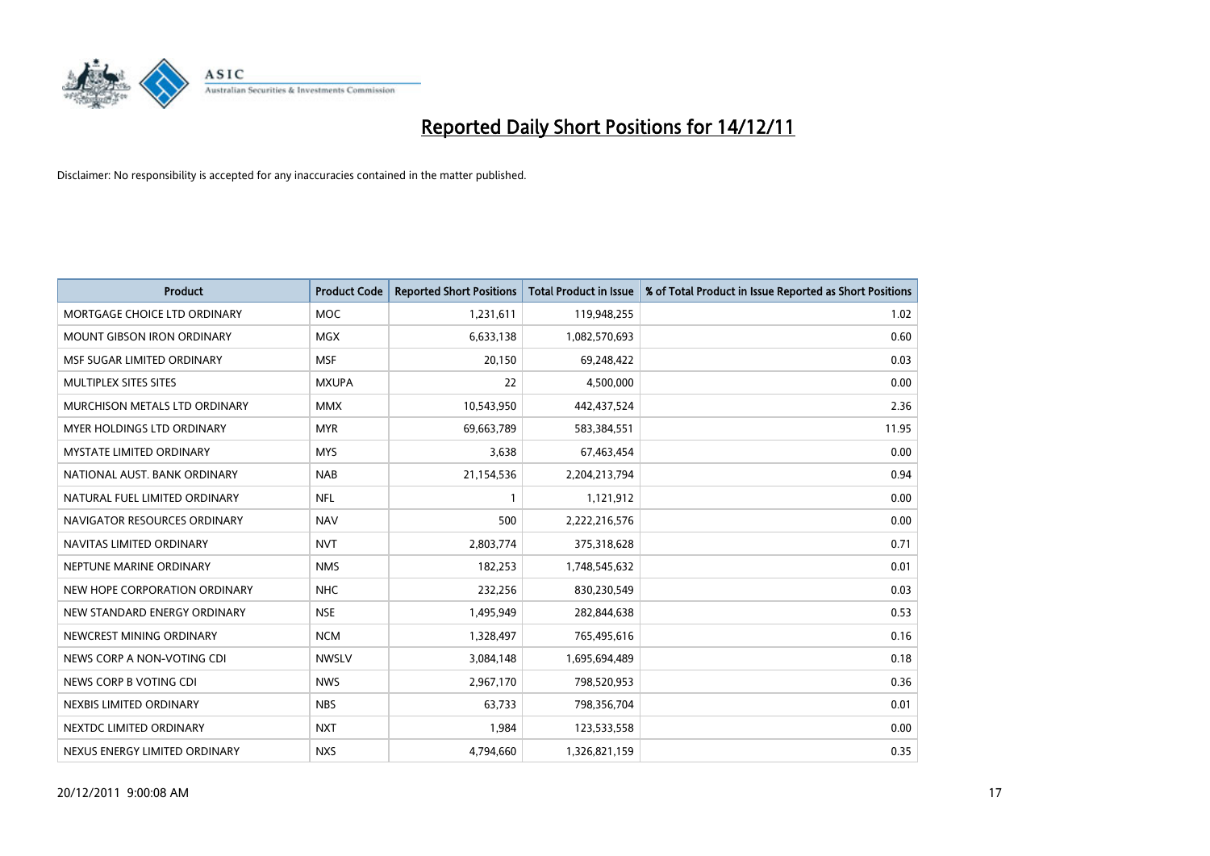# Reported Daily Short Positions for 14/12/11

Disclaimer: No responsibility is accepted for any inaccuracies contained in the matter published.

| Product | Product Code | Reported Short Positions | Total Product in Issue | % of Total Product in Issue Reported as Short Positions |
| --- | --- | --- | --- | --- |
| MORTGAGE CHOICE LTD ORDINARY | MOC | 1,231,611 | 119,948,255 | 1.02 |
| MOUNT GIBSON IRON ORDINARY | MGX | 6,633,138 | 1,082,570,693 | 0.60 |
| MSF SUGAR LIMITED ORDINARY | MSF | 20,150 | 69,248,422 | 0.03 |
| MULTIPLEX SITES SITES | MXUPA | 22 | 4,500,000 | 0.00 |
| MURCHISON METALS LTD ORDINARY | MMX | 10,543,950 | 442,437,524 | 2.36 |
| MYER HOLDINGS LTD ORDINARY | MYR | 69,663,789 | 583,384,551 | 11.95 |
| MYSTATE LIMITED ORDINARY | MYS | 3,638 | 67,463,454 | 0.00 |
| NATIONAL AUST. BANK ORDINARY | NAB | 21,154,536 | 2,204,213,794 | 0.94 |
| NATURAL FUEL LIMITED ORDINARY | NFL | 1 | 1,121,912 | 0.00 |
| NAVIGATOR RESOURCES ORDINARY | NAV | 500 | 2,222,216,576 | 0.00 |
| NAVITAS LIMITED ORDINARY | NVT | 2,803,774 | 375,318,628 | 0.71 |
| NEPTUNE MARINE ORDINARY | NMS | 182,253 | 1,748,545,632 | 0.01 |
| NEW HOPE CORPORATION ORDINARY | NHC | 232,256 | 830,230,549 | 0.03 |
| NEW STANDARD ENERGY ORDINARY | NSE | 1,495,949 | 282,844,638 | 0.53 |
| NEWCREST MINING ORDINARY | NCM | 1,328,497 | 765,495,616 | 0.16 |
| NEWS CORP A NON-VOTING CDI | NWSLV | 3,084,148 | 1,695,694,489 | 0.18 |
| NEWS CORP B VOTING CDI | NWS | 2,967,170 | 798,520,953 | 0.36 |
| NEXBIS LIMITED ORDINARY | NBS | 63,733 | 798,356,704 | 0.01 |
| NEXTDC LIMITED ORDINARY | NXT | 1,984 | 123,533,558 | 0.00 |
| NEXUS ENERGY LIMITED ORDINARY | NXS | 4,794,660 | 1,326,821,159 | 0.35 |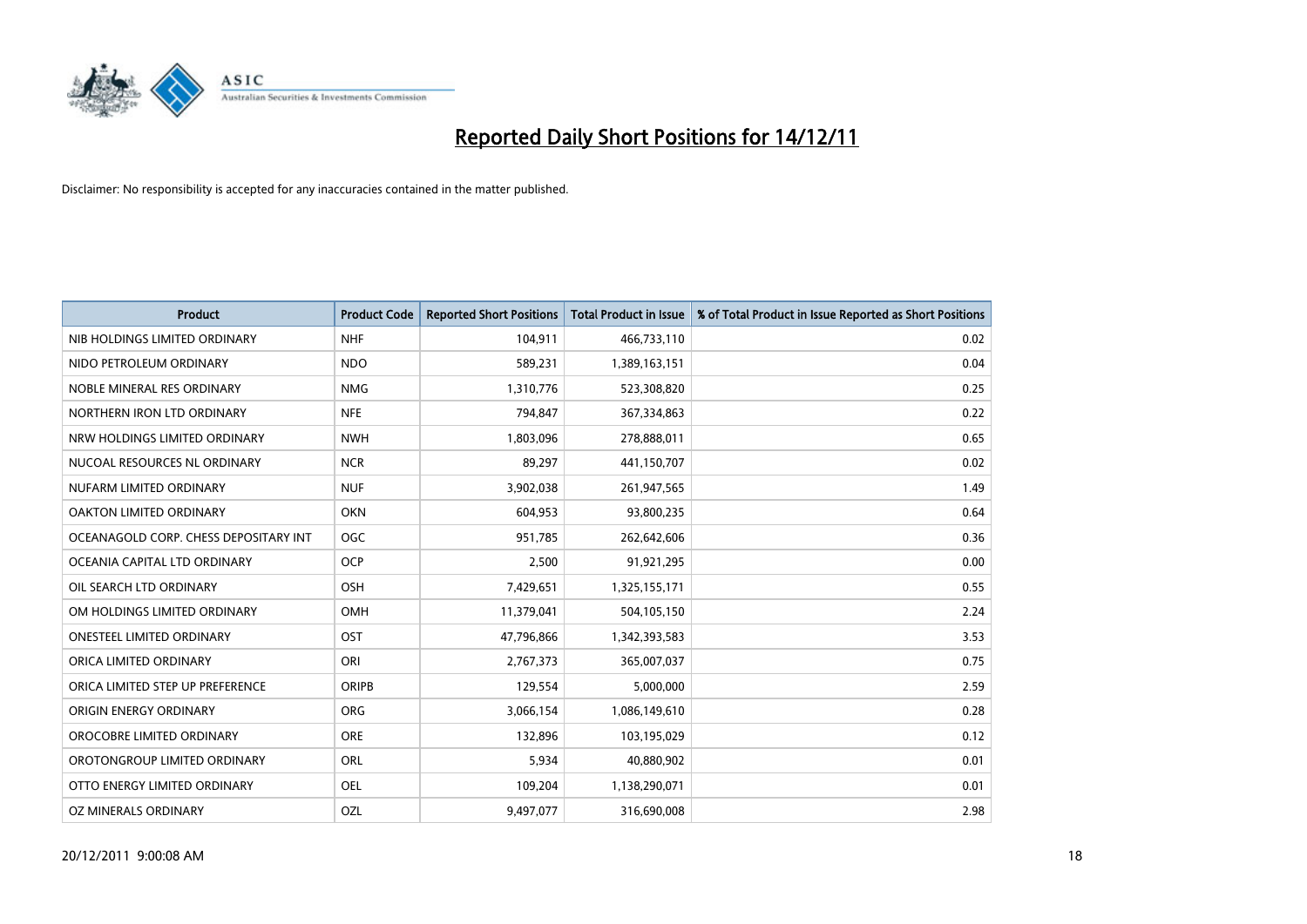# Reported Daily Short Positions for 14/12/11

Disclaimer: No responsibility is accepted for any inaccuracies contained in the matter published.

| Product | Product Code | Reported Short Positions | Total Product in Issue | % of Total Product in Issue Reported as Short Positions |
|---|---|---|---|---|
| NIB HOLDINGS LIMITED ORDINARY | NHF | 104,911 | 466,733,110 | 0.02 |
| NIDO PETROLEUM ORDINARY | NDO | 589,231 | 1,389,163,151 | 0.04 |
| NOBLE MINERAL RES ORDINARY | NMG | 1,310,776 | 523,308,820 | 0.25 |
| NORTHERN IRON LTD ORDINARY | NFE | 794,847 | 367,334,863 | 0.22 |
| NRW HOLDINGS LIMITED ORDINARY | NWH | 1,803,096 | 278,888,011 | 0.65 |
| NUCOAL RESOURCES NL ORDINARY | NCR | 89,297 | 441,150,707 | 0.02 |
| NUFARM LIMITED ORDINARY | NUF | 3,902,038 | 261,947,565 | 1.49 |
| OAKTON LIMITED ORDINARY | OKN | 604,953 | 93,800,235 | 0.64 |
| OCEANAGOLD CORP. CHESS DEPOSITARY INT | OGC | 951,785 | 262,642,606 | 0.36 |
| OCEANIA CAPITAL LTD ORDINARY | OCP | 2,500 | 91,921,295 | 0.00 |
| OIL SEARCH LTD ORDINARY | OSH | 7,429,651 | 1,325,155,171 | 0.55 |
| OM HOLDINGS LIMITED ORDINARY | OMH | 11,379,041 | 504,105,150 | 2.24 |
| ONESTEEL LIMITED ORDINARY | OST | 47,796,866 | 1,342,393,583 | 3.53 |
| ORICA LIMITED ORDINARY | ORI | 2,767,373 | 365,007,037 | 0.75 |
| ORICA LIMITED STEP UP PREFERENCE | ORIPB | 129,554 | 5,000,000 | 2.59 |
| ORIGIN ENERGY ORDINARY | ORG | 3,066,154 | 1,086,149,610 | 0.28 |
| OROCOBRE LIMITED ORDINARY | ORE | 132,896 | 103,195,029 | 0.12 |
| OROTONGROUP LIMITED ORDINARY | ORL | 5,934 | 40,880,902 | 0.01 |
| OTTO ENERGY LIMITED ORDINARY | OEL | 109,204 | 1,138,290,071 | 0.01 |
| OZ MINERALS ORDINARY | OZL | 9,497,077 | 316,690,008 | 2.98 |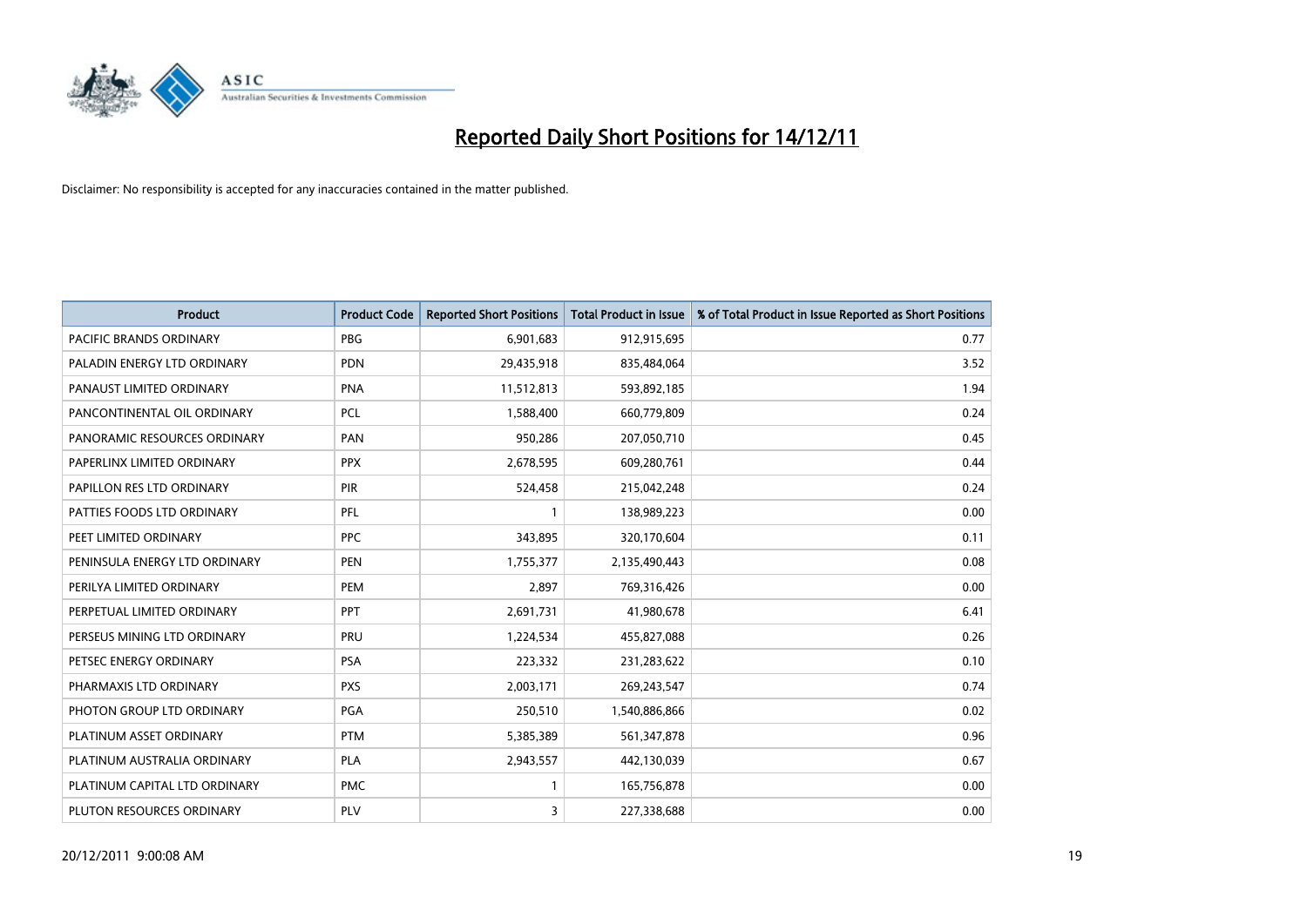# Reported Daily Short Positions for 14/12/11

Disclaimer: No responsibility is accepted for any inaccuracies contained in the matter published.

| Product | Product Code | Reported Short Positions | Total Product in Issue | % of Total Product in Issue Reported as Short Positions |
|---|---|---|---|---|
| PACIFIC BRANDS ORDINARY | PBG | 6,901,683 | 912,915,695 | 0.77 |
| PALADIN ENERGY LTD ORDINARY | PDN | 29,435,918 | 835,484,064 | 3.52 |
| PANAUST LIMITED ORDINARY | PNA | 11,512,813 | 593,892,185 | 1.94 |
| PANCONTINENTAL OIL ORDINARY | PCL | 1,588,400 | 660,779,809 | 0.24 |
| PANORAMIC RESOURCES ORDINARY | PAN | 950,286 | 207,050,710 | 0.45 |
| PAPERLINX LIMITED ORDINARY | PPX | 2,678,595 | 609,280,761 | 0.44 |
| PAPILLON RES LTD ORDINARY | PIR | 524,458 | 215,042,248 | 0.24 |
| PATTIES FOODS LTD ORDINARY | PFL | 1 | 138,989,223 | 0.00 |
| PEET LIMITED ORDINARY | PPC | 343,895 | 320,170,604 | 0.11 |
| PENINSULA ENERGY LTD ORDINARY | PEN | 1,755,377 | 2,135,490,443 | 0.08 |
| PERILYA LIMITED ORDINARY | PEM | 2,897 | 769,316,426 | 0.00 |
| PERPETUAL LIMITED ORDINARY | PPT | 2,691,731 | 41,980,678 | 6.41 |
| PERSEUS MINING LTD ORDINARY | PRU | 1,224,534 | 455,827,088 | 0.26 |
| PETSEC ENERGY ORDINARY | PSA | 223,332 | 231,283,622 | 0.10 |
| PHARMAXIS LTD ORDINARY | PXS | 2,003,171 | 269,243,547 | 0.74 |
| PHOTON GROUP LTD ORDINARY | PGA | 250,510 | 1,540,886,866 | 0.02 |
| PLATINUM ASSET ORDINARY | PTM | 5,385,389 | 561,347,878 | 0.96 |
| PLATINUM AUSTRALIA ORDINARY | PLA | 2,943,557 | 442,130,039 | 0.67 |
| PLATINUM CAPITAL LTD ORDINARY | PMC | 1 | 165,756,878 | 0.00 |
| PLUTON RESOURCES ORDINARY | PLV | 3 | 227,338,688 | 0.00 |

20/12/2011 9:00:08 AM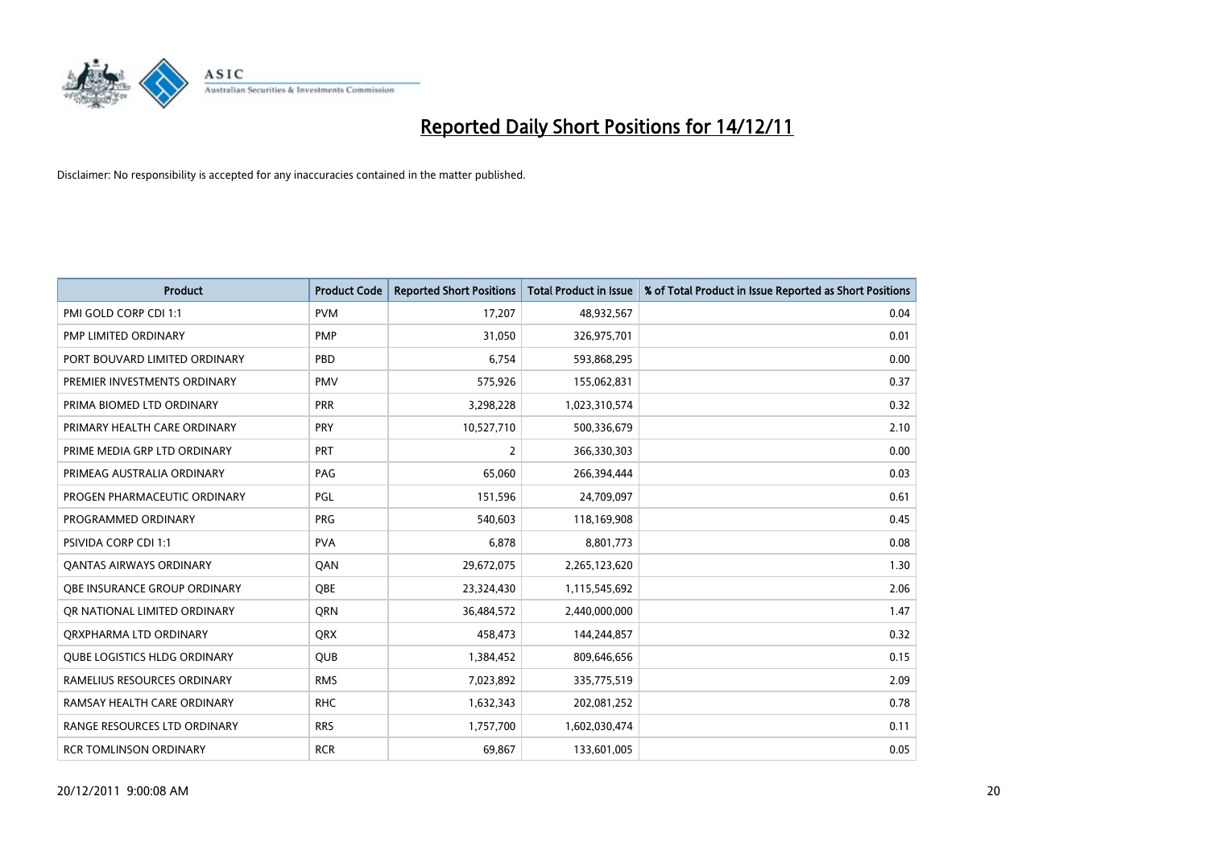# Reported Daily Short Positions for 14/12/11

Disclaimer: No responsibility is accepted for any inaccuracies contained in the matter published.

| Product | Product Code | Reported Short Positions | Total Product in Issue | % of Total Product in Issue Reported as Short Positions |
|---|---|---|---|---|
| PMI GOLD CORP CDI 1:1 | PVM | 17,207 | 48,932,567 | 0.04 |
| PMP LIMITED ORDINARY | PMP | 31,050 | 326,975,701 | 0.01 |
| PORT BOUVARD LIMITED ORDINARY | PBD | 6,754 | 593,868,295 | 0.00 |
| PREMIER INVESTMENTS ORDINARY | PMV | 575,926 | 155,062,831 | 0.37 |
| PRIMA BIOMED LTD ORDINARY | PRR | 3,298,228 | 1,023,310,574 | 0.32 |
| PRIMARY HEALTH CARE ORDINARY | PRY | 10,527,710 | 500,336,679 | 2.10 |
| PRIME MEDIA GRP LTD ORDINARY | PRT | 2 | 366,330,303 | 0.00 |
| PRIMEAG AUSTRALIA ORDINARY | PAG | 65,060 | 266,394,444 | 0.03 |
| PROGEN PHARMACEUTIC ORDINARY | PGL | 151,596 | 24,709,097 | 0.61 |
| PROGRAMMED ORDINARY | PRG | 540,603 | 118,169,908 | 0.45 |
| PSIVIDA CORP CDI 1:1 | PVA | 6,878 | 8,801,773 | 0.08 |
| QANTAS AIRWAYS ORDINARY | QAN | 29,672,075 | 2,265,123,620 | 1.30 |
| QBE INSURANCE GROUP ORDINARY | QBE | 23,324,430 | 1,115,545,692 | 2.06 |
| QR NATIONAL LIMITED ORDINARY | QRN | 36,484,572 | 2,440,000,000 | 1.47 |
| QRXPHARMA LTD ORDINARY | QRX | 458,473 | 144,244,857 | 0.32 |
| QUBE LOGISTICS HLDG ORDINARY | QUB | 1,384,452 | 809,646,656 | 0.15 |
| RAMELIUS RESOURCES ORDINARY | RMS | 7,023,892 | 335,775,519 | 2.09 |
| RAMSAY HEALTH CARE ORDINARY | RHC | 1,632,343 | 202,081,252 | 0.78 |
| RANGE RESOURCES LTD ORDINARY | RRS | 1,757,700 | 1,602,030,474 | 0.11 |
| RCR TOMLINSON ORDINARY | RCR | 69,867 | 133,601,005 | 0.05 |

20/12/2011 9:00:08 AM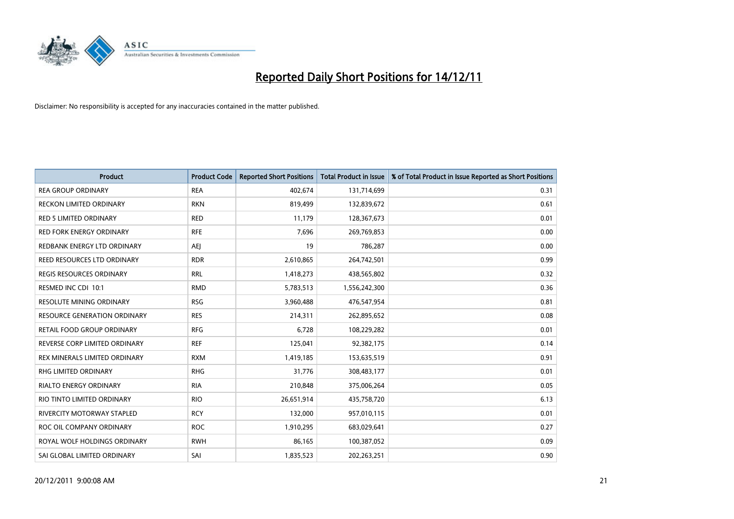# Reported Daily Short Positions for 14/12/11

Disclaimer: No responsibility is accepted for any inaccuracies contained in the matter published.

| Product | Product Code | Reported Short Positions | Total Product in Issue | % of Total Product in Issue Reported as Short Positions |
|---|---|---|---|---|
| REA GROUP ORDINARY | REA | 402,674 | 131,714,699 | 0.31 |
| RECKON LIMITED ORDINARY | RKN | 819,499 | 132,839,672 | 0.61 |
| RED 5 LIMITED ORDINARY | RED | 11,179 | 128,367,673 | 0.01 |
| RED FORK ENERGY ORDINARY | RFE | 7,696 | 269,769,853 | 0.00 |
| REDBANK ENERGY LTD ORDINARY | AEJ | 19 | 786,287 | 0.00 |
| REED RESOURCES LTD ORDINARY | RDR | 2,610,865 | 264,742,501 | 0.99 |
| REGIS RESOURCES ORDINARY | RRL | 1,418,273 | 438,565,802 | 0.32 |
| RESMED INC CDI 10:1 | RMD | 5,783,513 | 1,556,242,300 | 0.36 |
| RESOLUTE MINING ORDINARY | RSG | 3,960,488 | 476,547,954 | 0.81 |
| RESOURCE GENERATION ORDINARY | RES | 214,311 | 262,895,652 | 0.08 |
| RETAIL FOOD GROUP ORDINARY | RFG | 6,728 | 108,229,282 | 0.01 |
| REVERSE CORP LIMITED ORDINARY | REF | 125,041 | 92,382,175 | 0.14 |
| REX MINERALS LIMITED ORDINARY | RXM | 1,419,185 | 153,635,519 | 0.91 |
| RHG LIMITED ORDINARY | RHG | 31,776 | 308,483,177 | 0.01 |
| RIALTO ENERGY ORDINARY | RIA | 210,848 | 375,006,264 | 0.05 |
| RIO TINTO LIMITED ORDINARY | RIO | 26,651,914 | 435,758,720 | 6.13 |
| RIVERCITY MOTORWAY STAPLED | RCY | 132,000 | 957,010,115 | 0.01 |
| ROC OIL COMPANY ORDINARY | ROC | 1,910,295 | 683,029,641 | 0.27 |
| ROYAL WOLF HOLDINGS ORDINARY | RWH | 86,165 | 100,387,052 | 0.09 |
| SAI GLOBAL LIMITED ORDINARY | SAI | 1,835,523 | 202,263,251 | 0.90 |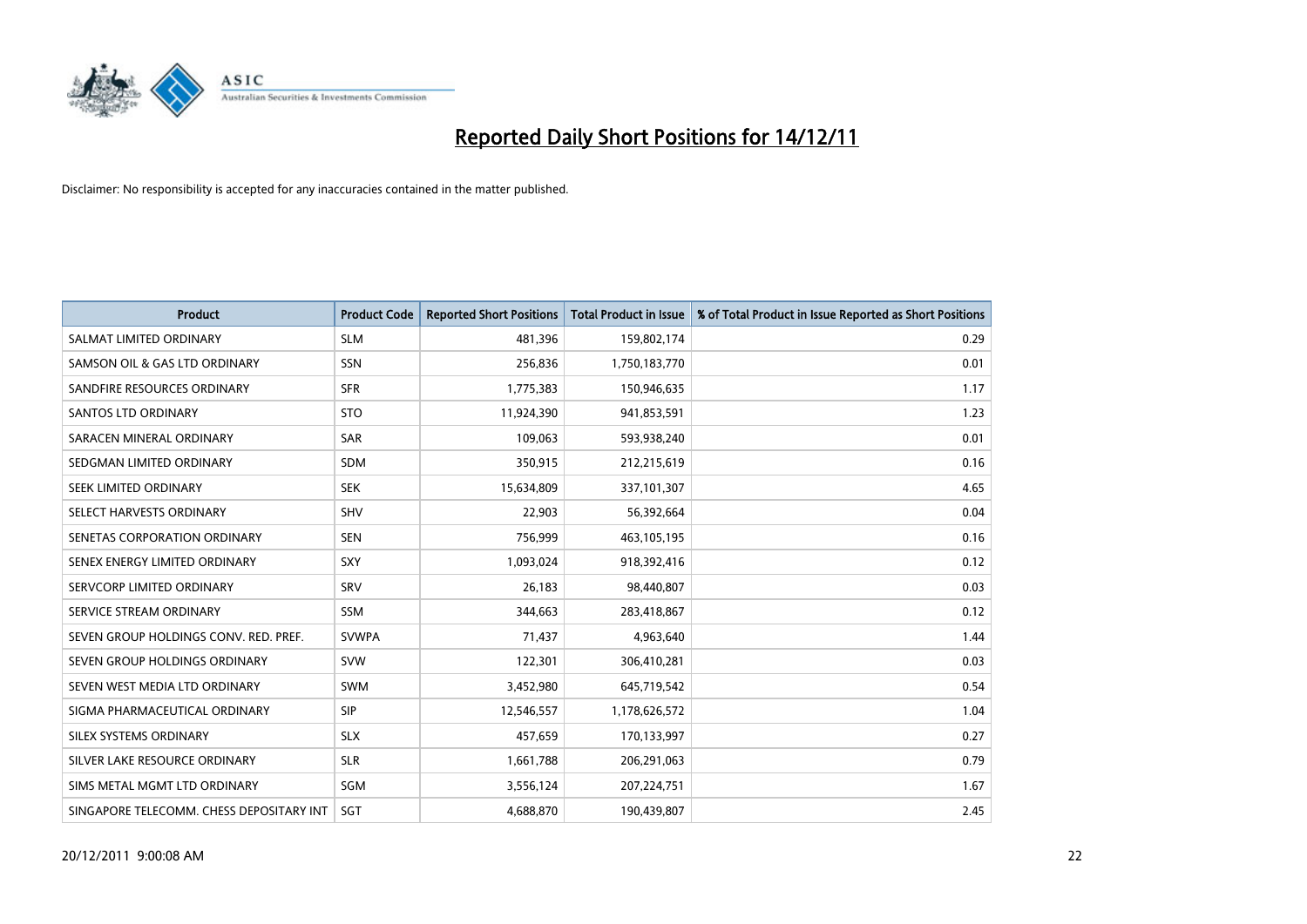# Reported Daily Short Positions for 14/12/11

Disclaimer: No responsibility is accepted for any inaccuracies contained in the matter published.

| Product | Product Code | Reported Short Positions | Total Product in Issue | % of Total Product in Issue Reported as Short Positions |
|---|---|---|---|---|
| SALMAT LIMITED ORDINARY | SLM | 481,396 | 159,802,174 | 0.29 |
| SAMSON OIL & GAS LTD ORDINARY | SSN | 256,836 | 1,750,183,770 | 0.01 |
| SANDFIRE RESOURCES ORDINARY | SFR | 1,775,383 | 150,946,635 | 1.17 |
| SANTOS LTD ORDINARY | STO | 11,924,390 | 941,853,591 | 1.23 |
| SARACEN MINERAL ORDINARY | SAR | 109,063 | 593,938,240 | 0.01 |
| SEDGMAN LIMITED ORDINARY | SDM | 350,915 | 212,215,619 | 0.16 |
| SEEK LIMITED ORDINARY | SEK | 15,634,809 | 337,101,307 | 4.65 |
| SELECT HARVESTS ORDINARY | SHV | 22,903 | 56,392,664 | 0.04 |
| SENETAS CORPORATION ORDINARY | SEN | 756,999 | 463,105,195 | 0.16 |
| SENEX ENERGY LIMITED ORDINARY | SXY | 1,093,024 | 918,392,416 | 0.12 |
| SERVCORP LIMITED ORDINARY | SRV | 26,183 | 98,440,807 | 0.03 |
| SERVICE STREAM ORDINARY | SSM | 344,663 | 283,418,867 | 0.12 |
| SEVEN GROUP HOLDINGS CONV. RED. PREF. | SVWPA | 71,437 | 4,963,640 | 1.44 |
| SEVEN GROUP HOLDINGS ORDINARY | SVW | 122,301 | 306,410,281 | 0.03 |
| SEVEN WEST MEDIA LTD ORDINARY | SWM | 3,452,980 | 645,719,542 | 0.54 |
| SIGMA PHARMACEUTICAL ORDINARY | SIP | 12,546,557 | 1,178,626,572 | 1.04 |
| SILEX SYSTEMS ORDINARY | SLX | 457,659 | 170,133,997 | 0.27 |
| SILVER LAKE RESOURCE ORDINARY | SLR | 1,661,788 | 206,291,063 | 0.79 |
| SIMS METAL MGMT LTD ORDINARY | SGM | 3,556,124 | 207,224,751 | 1.67 |
| SINGAPORE TELECOMM. CHESS DEPOSITARY INT | SGT | 4,688,870 | 190,439,807 | 2.45 |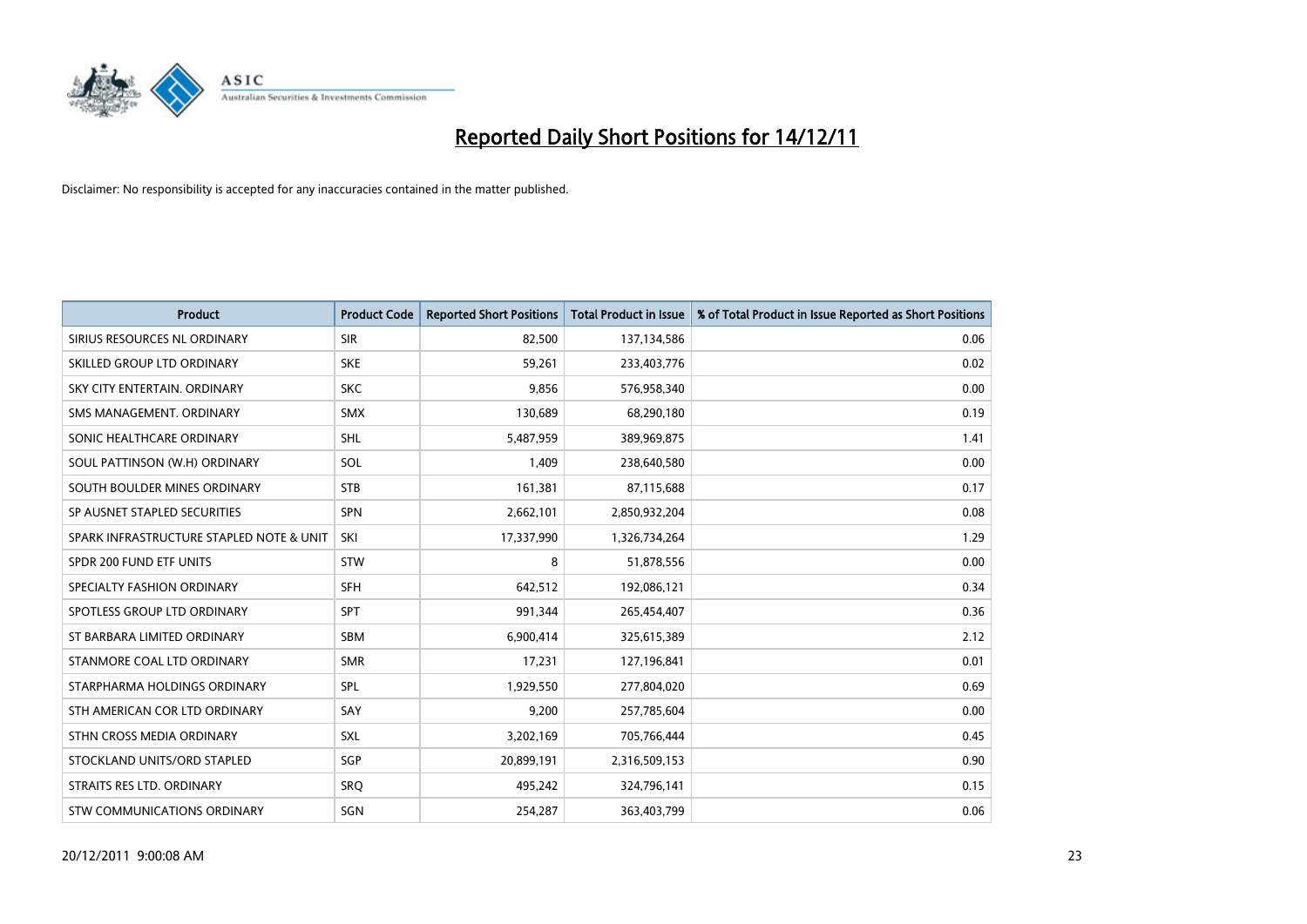# Reported Daily Short Positions for 14/12/11

Disclaimer: No responsibility is accepted for any inaccuracies contained in the matter published.

| Product | Product Code | Reported Short Positions | Total Product in Issue | % of Total Product in Issue Reported as Short Positions |
|---|---|---|---|---|
| SIRIUS RESOURCES NL ORDINARY | SIR | 82,500 | 137,134,586 | 0.06 |
| SKILLED GROUP LTD ORDINARY | SKE | 59,261 | 233,403,776 | 0.02 |
| SKY CITY ENTERTAIN. ORDINARY | SKC | 9,856 | 576,958,340 | 0.00 |
| SMS MANAGEMENT. ORDINARY | SMX | 130,689 | 68,290,180 | 0.19 |
| SONIC HEALTHCARE ORDINARY | SHL | 5,487,959 | 389,969,875 | 1.41 |
| SOUL PATTINSON (W.H) ORDINARY | SOL | 1,409 | 238,640,580 | 0.00 |
| SOUTH BOULDER MINES ORDINARY | STB | 161,381 | 87,115,688 | 0.17 |
| SP AUSNET STAPLED SECURITIES | SPN | 2,662,101 | 2,850,932,204 | 0.08 |
| SPARK INFRASTRUCTURE STAPLED NOTE & UNIT | SKI | 17,337,990 | 1,326,734,264 | 1.29 |
| SPDR 200 FUND ETF UNITS | STW | 8 | 51,878,556 | 0.00 |
| SPECIALTY FASHION ORDINARY | SFH | 642,512 | 192,086,121 | 0.34 |
| SPOTLESS GROUP LTD ORDINARY | SPT | 991,344 | 265,454,407 | 0.36 |
| ST BARBARA LIMITED ORDINARY | SBM | 6,900,414 | 325,615,389 | 2.12 |
| STANMORE COAL LTD ORDINARY | SMR | 17,231 | 127,196,841 | 0.01 |
| STARPHARMA HOLDINGS ORDINARY | SPL | 1,929,550 | 277,804,020 | 0.69 |
| STH AMERICAN COR LTD ORDINARY | SAY | 9,200 | 257,785,604 | 0.00 |
| STHN CROSS MEDIA ORDINARY | SXL | 3,202,169 | 705,766,444 | 0.45 |
| STOCKLAND UNITS/ORD STAPLED | SGP | 20,899,191 | 2,316,509,153 | 0.90 |
| STRAITS RES LTD. ORDINARY | SRQ | 495,242 | 324,796,141 | 0.15 |
| STW COMMUNICATIONS ORDINARY | SGN | 254,287 | 363,403,799 | 0.06 |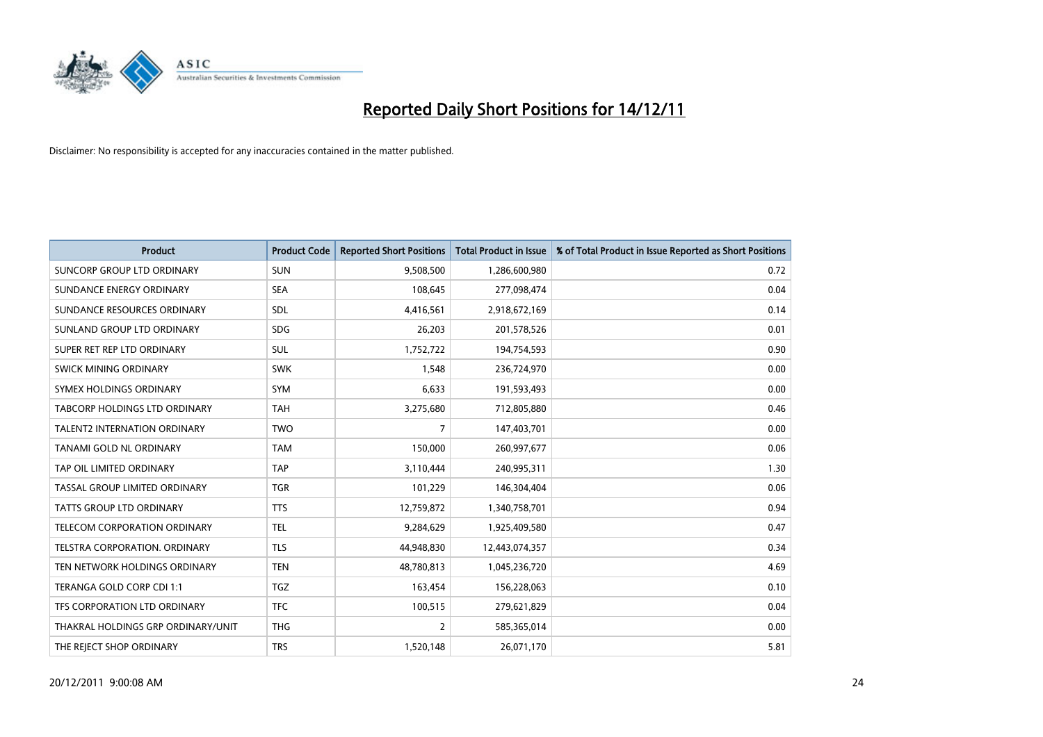# Reported Daily Short Positions for 14/12/11

Disclaimer: No responsibility is accepted for any inaccuracies contained in the matter published.

| Product | Product Code | Reported Short Positions | Total Product in Issue | % of Total Product in Issue Reported as Short Positions |
|---|---|---|---|---|
| SUNCORP GROUP LTD ORDINARY | SUN | 9,508,500 | 1,286,600,980 | 0.72 |
| SUNDANCE ENERGY ORDINARY | SEA | 108,645 | 277,098,474 | 0.04 |
| SUNDANCE RESOURCES ORDINARY | SDL | 4,416,561 | 2,918,672,169 | 0.14 |
| SUNLAND GROUP LTD ORDINARY | SDG | 26,203 | 201,578,526 | 0.01 |
| SUPER RET REP LTD ORDINARY | SUL | 1,752,722 | 194,754,593 | 0.90 |
| SWICK MINING ORDINARY | SWK | 1,548 | 236,724,970 | 0.00 |
| SYMEX HOLDINGS ORDINARY | SYM | 6,633 | 191,593,493 | 0.00 |
| TABCORP HOLDINGS LTD ORDINARY | TAH | 3,275,680 | 712,805,880 | 0.46 |
| TALENT2 INTERNATION ORDINARY | TWO | 7 | 147,403,701 | 0.00 |
| TANAMI GOLD NL ORDINARY | TAM | 150,000 | 260,997,677 | 0.06 |
| TAP OIL LIMITED ORDINARY | TAP | 3,110,444 | 240,995,311 | 1.30 |
| TASSAL GROUP LIMITED ORDINARY | TGR | 101,229 | 146,304,404 | 0.06 |
| TATTS GROUP LTD ORDINARY | TTS | 12,759,872 | 1,340,758,701 | 0.94 |
| TELECOM CORPORATION ORDINARY | TEL | 9,284,629 | 1,925,409,580 | 0.47 |
| TELSTRA CORPORATION. ORDINARY | TLS | 44,948,830 | 12,443,074,357 | 0.34 |
| TEN NETWORK HOLDINGS ORDINARY | TEN | 48,780,813 | 1,045,236,720 | 4.69 |
| TERANGA GOLD CORP CDI 1:1 | TGZ | 163,454 | 156,228,063 | 0.10 |
| TFS CORPORATION LTD ORDINARY | TFC | 100,515 | 279,621,829 | 0.04 |
| THAKRAL HOLDINGS GRP ORDINARY/UNIT | THG | 2 | 585,365,014 | 0.00 |
| THE REJECT SHOP ORDINARY | TRS | 1,520,148 | 26,071,170 | 5.81 |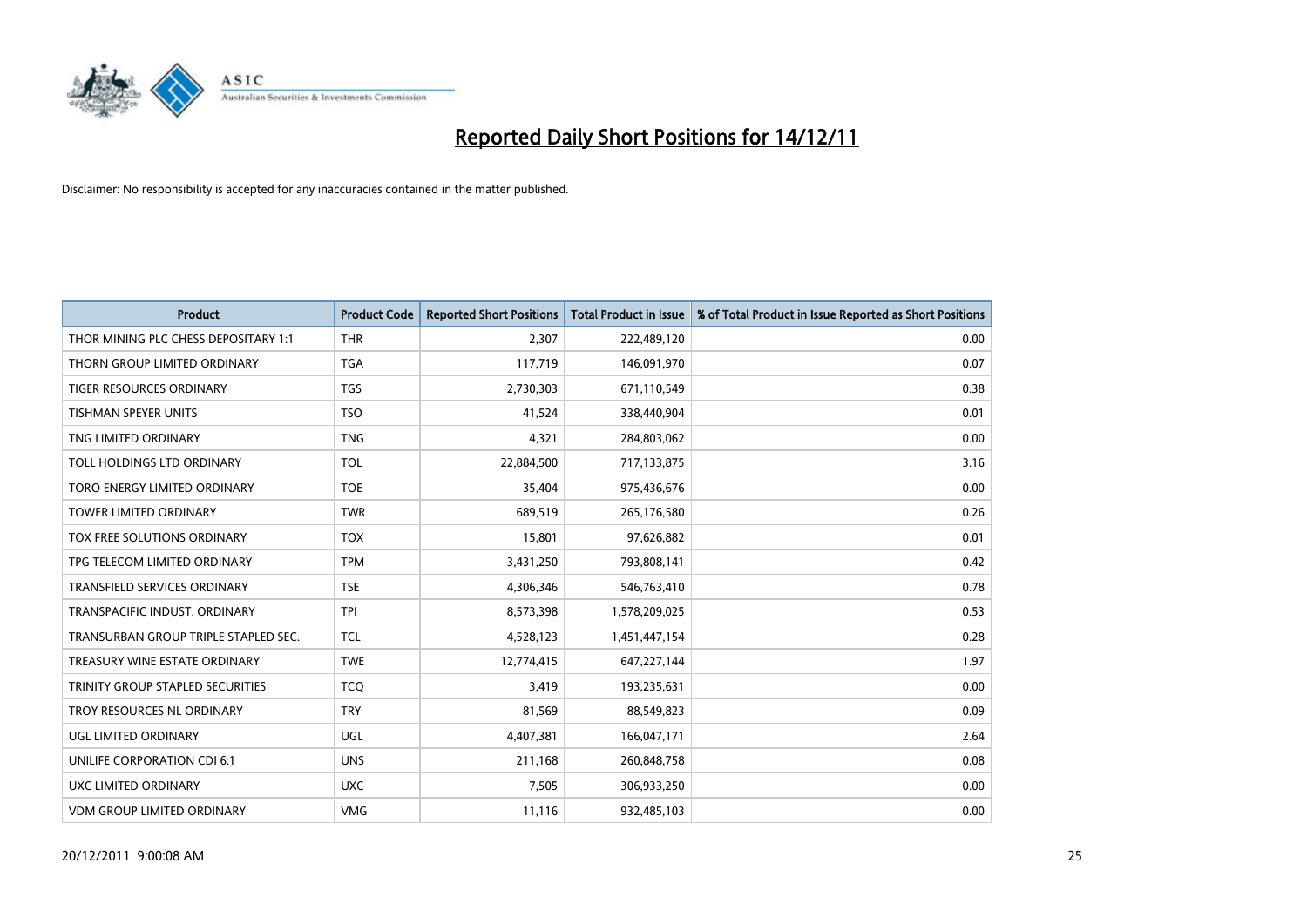# Reported Daily Short Positions for 14/12/11

Disclaimer: No responsibility is accepted for any inaccuracies contained in the matter published.

| Product | Product Code | Reported Short Positions | Total Product in Issue | % of Total Product in Issue Reported as Short Positions |
|---|---|---|---|---|
| THOR MINING PLC CHESS DEPOSITARY 1:1 | THR | 2,307 | 222,489,120 | 0.00 |
| THORN GROUP LIMITED ORDINARY | TGA | 117,719 | 146,091,970 | 0.07 |
| TIGER RESOURCES ORDINARY | TGS | 2,730,303 | 671,110,549 | 0.38 |
| TISHMAN SPEYER UNITS | TSO | 41,524 | 338,440,904 | 0.01 |
| TNG LIMITED ORDINARY | TNG | 4,321 | 284,803,062 | 0.00 |
| TOLL HOLDINGS LTD ORDINARY | TOL | 22,884,500 | 717,133,875 | 3.16 |
| TORO ENERGY LIMITED ORDINARY | TOE | 35,404 | 975,436,676 | 0.00 |
| TOWER LIMITED ORDINARY | TWR | 689,519 | 265,176,580 | 0.26 |
| TOX FREE SOLUTIONS ORDINARY | TOX | 15,801 | 97,626,882 | 0.01 |
| TPG TELECOM LIMITED ORDINARY | TPM | 3,431,250 | 793,808,141 | 0.42 |
| TRANSFIELD SERVICES ORDINARY | TSE | 4,306,346 | 546,763,410 | 0.78 |
| TRANSPACIFIC INDUST. ORDINARY | TPI | 8,573,398 | 1,578,209,025 | 0.53 |
| TRANSURBAN GROUP TRIPLE STAPLED SEC. | TCL | 4,528,123 | 1,451,447,154 | 0.28 |
| TREASURY WINE ESTATE ORDINARY | TWE | 12,774,415 | 647,227,144 | 1.97 |
| TRINITY GROUP STAPLED SECURITIES | TCQ | 3,419 | 193,235,631 | 0.00 |
| TROY RESOURCES NL ORDINARY | TRY | 81,569 | 88,549,823 | 0.09 |
| UGL LIMITED ORDINARY | UGL | 4,407,381 | 166,047,171 | 2.64 |
| UNILIFE CORPORATION CDI 6:1 | UNS | 211,168 | 260,848,758 | 0.08 |
| UXC LIMITED ORDINARY | UXC | 7,505 | 306,933,250 | 0.00 |
| VDM GROUP LIMITED ORDINARY | VMG | 11,116 | 932,485,103 | 0.00 |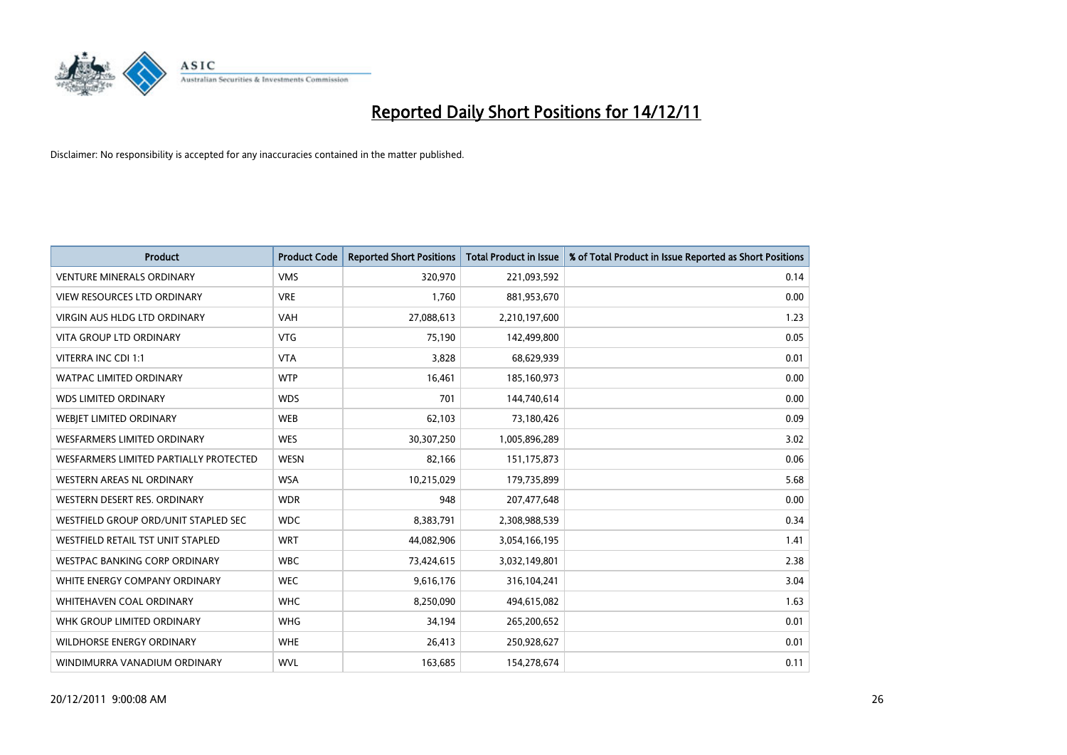# Reported Daily Short Positions for 14/12/11

Disclaimer: No responsibility is accepted for any inaccuracies contained in the matter published.

| Product | Product Code | Reported Short Positions | Total Product in Issue | % of Total Product in Issue Reported as Short Positions |
|---|---|---|---|---|
| VENTURE MINERALS ORDINARY | VMS | 320,970 | 221,093,592 | 0.14 |
| VIEW RESOURCES LTD ORDINARY | VRE | 1,760 | 881,953,670 | 0.00 |
| VIRGIN AUS HLDG LTD ORDINARY | VAH | 27,088,613 | 2,210,197,600 | 1.23 |
| VITA GROUP LTD ORDINARY | VTG | 75,190 | 142,499,800 | 0.05 |
| VITERRA INC CDI 1:1 | VTA | 3,828 | 68,629,939 | 0.01 |
| WATPAC LIMITED ORDINARY | WTP | 16,461 | 185,160,973 | 0.00 |
| WDS LIMITED ORDINARY | WDS | 701 | 144,740,614 | 0.00 |
| WEBJET LIMITED ORDINARY | WEB | 62,103 | 73,180,426 | 0.09 |
| WESFARMERS LIMITED ORDINARY | WES | 30,307,250 | 1,005,896,289 | 3.02 |
| WESFARMERS LIMITED PARTIALLY PROTECTED | WESN | 82,166 | 151,175,873 | 0.06 |
| WESTERN AREAS NL ORDINARY | WSA | 10,215,029 | 179,735,899 | 5.68 |
| WESTERN DESERT RES. ORDINARY | WDR | 948 | 207,477,648 | 0.00 |
| WESTFIELD GROUP ORD/UNIT STAPLED SEC | WDC | 8,383,791 | 2,308,988,539 | 0.34 |
| WESTFIELD RETAIL TST UNIT STAPLED | WRT | 44,082,906 | 3,054,166,195 | 1.41 |
| WESTPAC BANKING CORP ORDINARY | WBC | 73,424,615 | 3,032,149,801 | 2.38 |
| WHITE ENERGY COMPANY ORDINARY | WEC | 9,616,176 | 316,104,241 | 3.04 |
| WHITEHAVEN COAL ORDINARY | WHC | 8,250,090 | 494,615,082 | 1.63 |
| WHK GROUP LIMITED ORDINARY | WHG | 34,194 | 265,200,652 | 0.01 |
| WILDHORSE ENERGY ORDINARY | WHE | 26,413 | 250,928,627 | 0.01 |
| WINDIMURRA VANADIUM ORDINARY | WVL | 163,685 | 154,278,674 | 0.11 |

20/12/2011 9:00:08 AM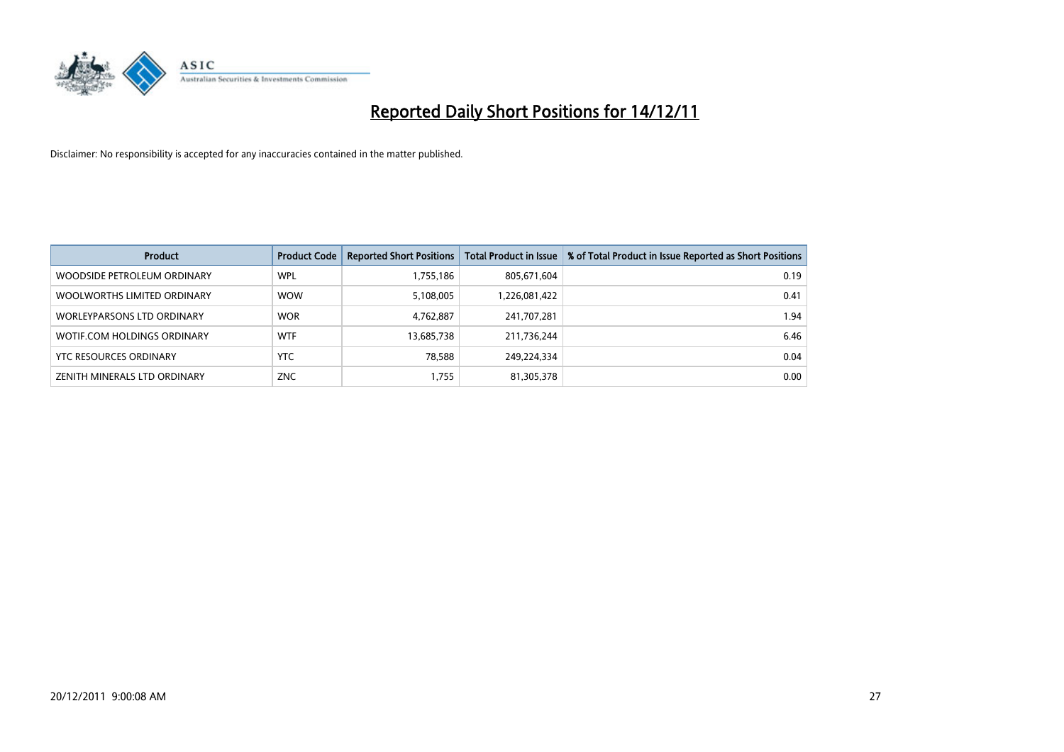# Reported Daily Short Positions for 14/12/11

Disclaimer: No responsibility is accepted for any inaccuracies contained in the matter published.

| Product | Product Code | Reported Short Positions | Total Product in Issue | % of Total Product in Issue Reported as Short Positions |
|---|---|---|---|---|
| WOODSIDE PETROLEUM ORDINARY | WPL | 1,755,186 | 805,671,604 | 0.19 |
| WOOLWORTHS LIMITED ORDINARY | WOW | 5,108,005 | 1,226,081,422 | 0.41 |
| WORLEYPARSONS LTD ORDINARY | WOR | 4,762,887 | 241,707,281 | 1.94 |
| WOTIF.COM HOLDINGS ORDINARY | WTF | 13,685,738 | 211,736,244 | 6.46 |
| YTC RESOURCES ORDINARY | YTC | 78,588 | 249,224,334 | 0.04 |
| ZENITH MINERALS LTD ORDINARY | ZNC | 1,755 | 81,305,378 | 0.00 |